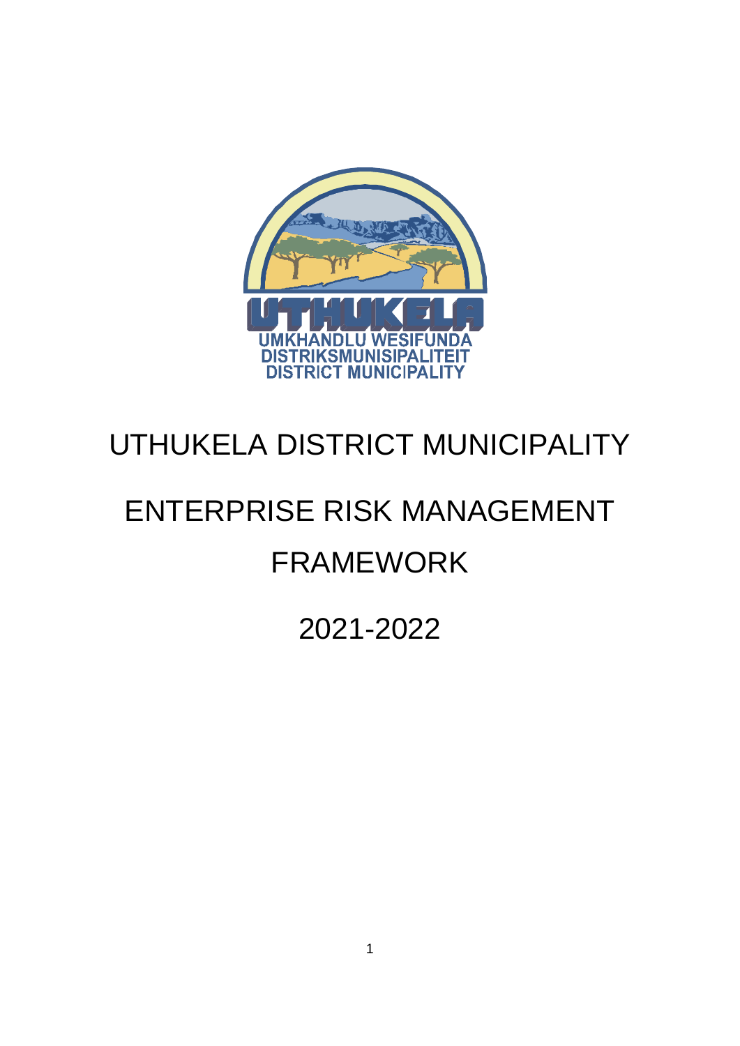# UTHUKELA DISTRICT MUNICIPALITY

# ENTERPRISE RISK MANAGEMENT FRAMEWORK

## 2021-2022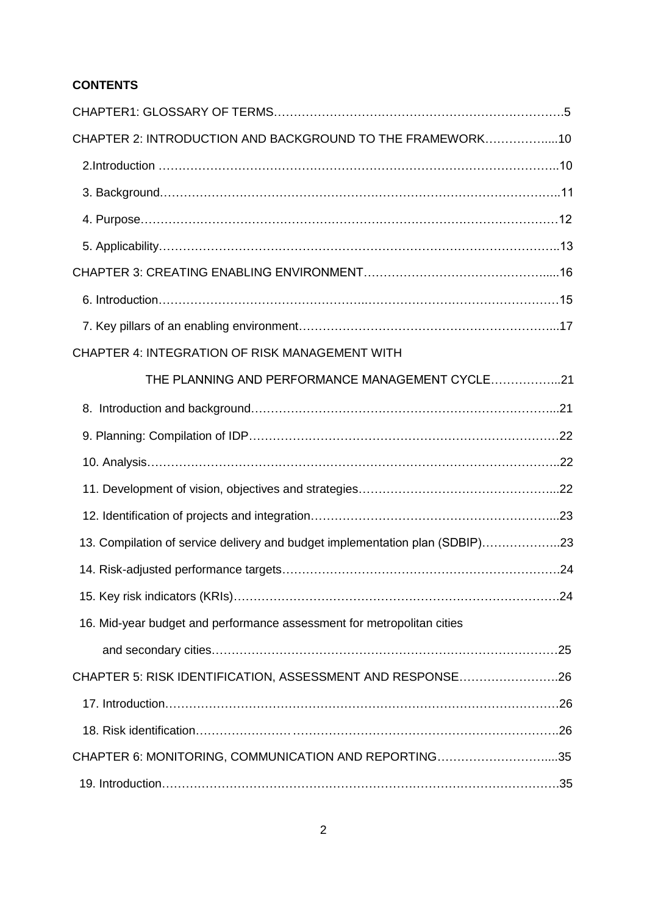**CONTENTS**

CHAPTER1: GLOSSARY OF TERMS……………………………………………………………….5

CHAPTER 2: INTRODUCTION AND BACKGROUND TO THE FRAMEWORK…………….....10

2.Introduction ……………………………………………………………………………………..10

3. Background……………………………………………………………………………………..11

4. Purpose…………………………………………………………………………………………12

5. Applicability……………………………………………………………………………………..13

CHAPTER 3: CREATING ENABLING ENVIRONMENT…………………………………….....16

6. Introduction……………………………………………..………………………………………15

7. Key pillars of an enabling environment………………………………………………………...17

CHAPTER 4: INTEGRATION OF RISK MANAGEMENT WITH THE PLANNING AND PERFORMANCE MANAGEMENT CYCLE……………...21

8. Introduction and background……………………………………………………………….....21

9. Planning: Compilation of IDP…………………………………………………………………..22

10. Analysis………………………………………………………………………………………..22

11. Development of vision, objectives and strategies…………………………………………....22

12. Identification of projects and integration……………………………………………………...23

13. Compilation of service delivery and budget implementation plan (SDBIP)………………..23

14. Risk-adjusted performance targets…………………………………………………………….24

15. Key risk indicators (KRIs)……………………………………………………………………….24

16. Mid-year budget and performance assessment for metropolitan cities and secondary cities…………………………………………………………………………….25

CHAPTER 5: RISK IDENTIFICATION, ASSESSMENT AND RESPONSE…………….……….26

17. Introduction……………………………………………………………………………………….26

18. Risk identification………………………………………………………………………………….26

CHAPTER 6: MONITORING, COMMUNICATION AND REPORTING………………………....35

19. Introduction……………………………………………………………………………………….35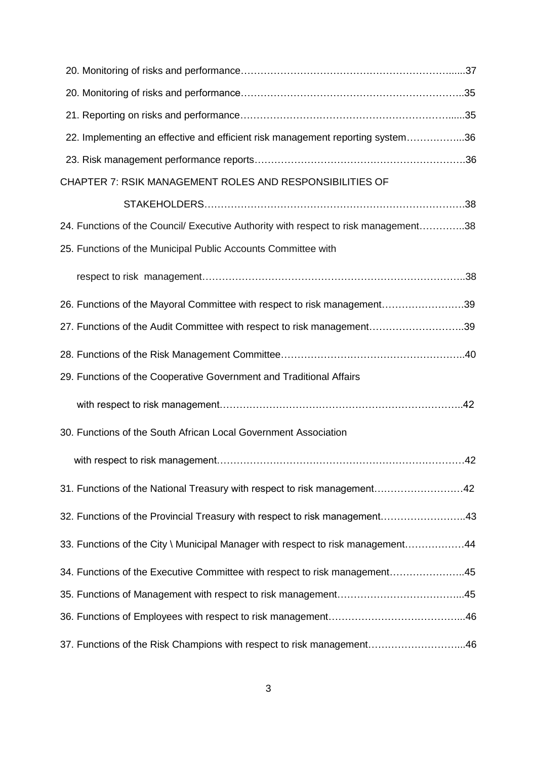20. Monitoring of risks and performance……………………………………………………......37

20. Monitoring of risks and performance…………………………………………………………..35

21. Reporting on risks and performance…………………………………………………….......35

22. Implementing an effective and efficient risk management reporting system……………...36

23. Risk management performance reports…………………………………………………….36

CHAPTER 7: RSIK MANAGEMENT ROLES AND RESPONSIBILITIES OF STAKEHOLDERS…………………………………………………………………….38

24. Functions of the Council/ Executive Authority with respect to risk management…………..38

25. Functions of the Municipal Public Accounts Committee with respect to risk management…………………………………………………………………..38

26. Functions of the Mayoral Committee with respect to risk management…………………….39

27. Functions of the Audit Committee with respect to risk management………………………..39

28. Functions of the Risk Management Committee……………………………………………..40

29. Functions of the Cooperative Government and Traditional Affairs with respect to risk management………………………………………………………………..42

30. Functions of the South African Local Government Association with respect to risk management…………………………………………………………………42

31. Functions of the National Treasury with respect to risk management……………………….42

32. Functions of the Provincial Treasury with respect to risk management……………………..43

33. Functions of the City \ Municipal Manager with respect to risk management………………44

34. Functions of the Executive Committee with respect to risk management…………………..45

35. Functions of Management with respect to risk management………………………………...45

36. Functions of Employees with respect to risk management…………………………………...46

37. Functions of the Risk Champions with respect to risk management………………………....46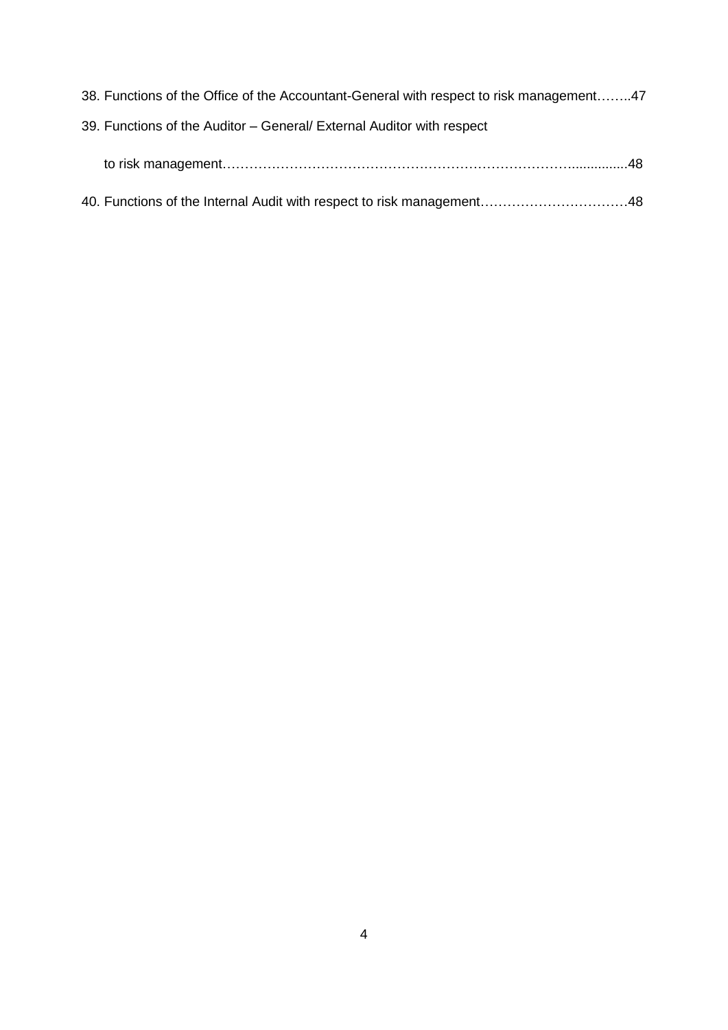38. Functions of the Office of the Accountant-General with respect to risk management……..47

39. Functions of the Auditor – General/ External Auditor with respect to risk management……………………………………………………………………...............48

40. Functions of the Internal Audit with respect to risk management……………………………48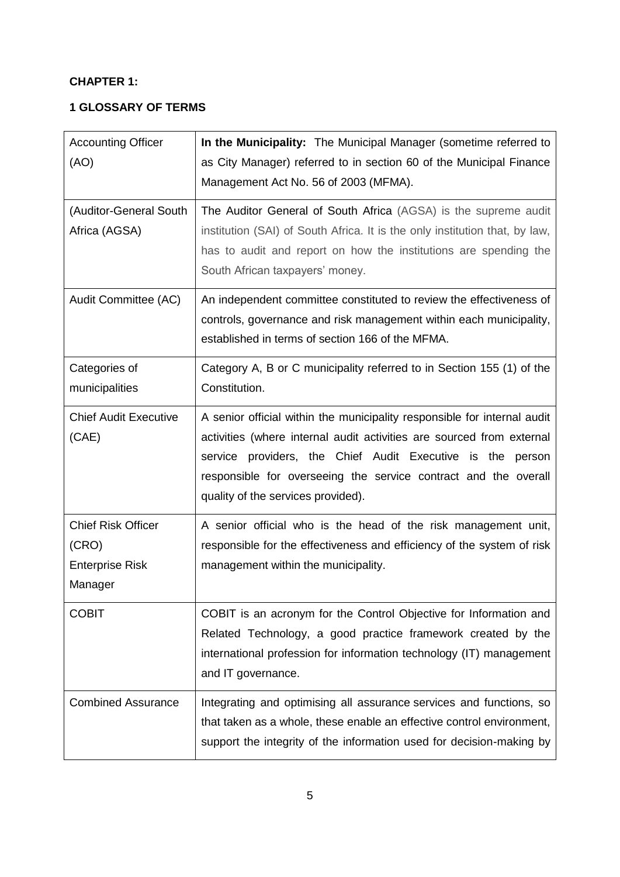**CHAPTER 1:**

**1 GLOSSARY OF TERMS**

| | |
|---|---|
| Accounting Officer (AO) | **In the Municipality:** The Municipal Manager (sometime referred to as City Manager) referred to in section 60 of the Municipal Finance Management Act No. 56 of 2003 (MFMA). |
| (Auditor-General South Africa (AGSA) | The Auditor General of South Africa (AGSA) is the supreme audit institution (SAI) of South Africa. It is the only institution that, by law, has to audit and report on how the institutions are spending the South African taxpayers' money. |
| Audit Committee (AC) | An independent committee constituted to review the effectiveness of controls, governance and risk management within each municipality, established in terms of section 166 of the MFMA. |
| Categories of municipalities | Category A, B or C municipality referred to in Section 155 (1) of the Constitution. |
| Chief Audit Executive (CAE) | A senior official within the municipality responsible for internal audit activities (where internal audit activities are sourced from external service providers, the Chief Audit Executive is the person responsible for overseeing the service contract and the overall quality of the services provided). |
| Chief Risk Officer (CRO) Enterprise Risk Manager | A senior official who is the head of the risk management unit, responsible for the effectiveness and efficiency of the system of risk management within the municipality. |
| COBIT | COBIT is an acronym for the Control Objective for Information and Related Technology, a good practice framework created by the international profession for information technology (IT) management and IT governance. |
| Combined Assurance | Integrating and optimising all assurance services and functions, so that taken as a whole, these enable an effective control environment, support the integrity of the information used for decision-making by |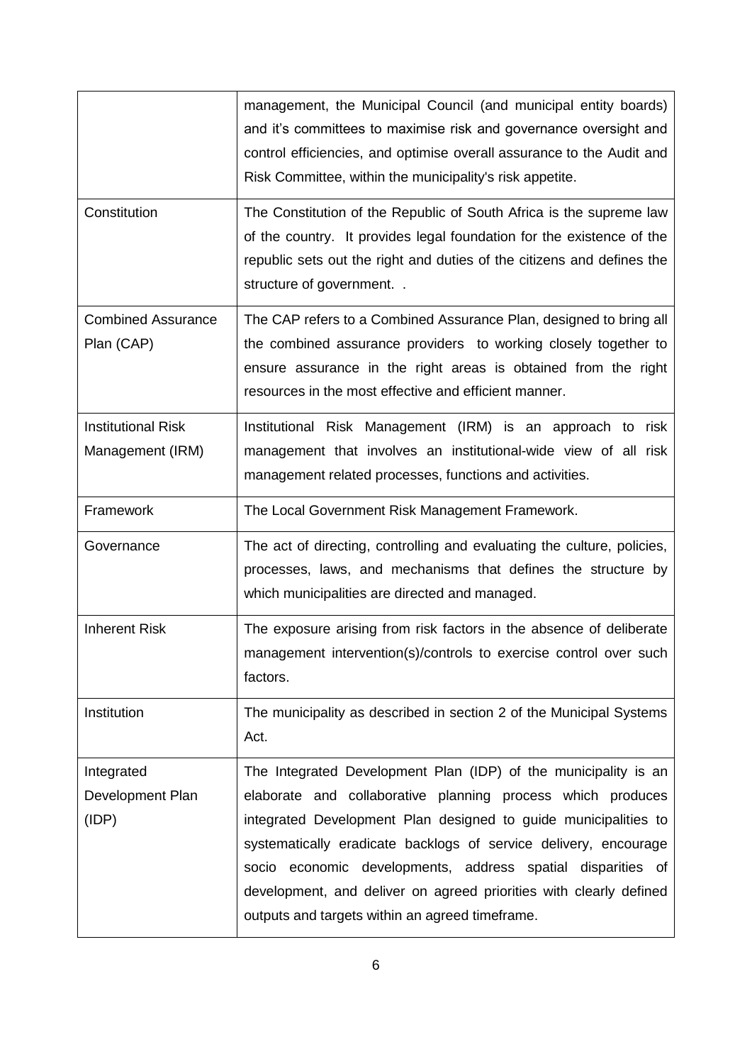| | |
|---|---|
| | management, the Municipal Council (and municipal entity boards) and it's committees to maximise risk and governance oversight and control efficiencies, and optimise overall assurance to the Audit and Risk Committee, within the municipality's risk appetite. |
| Constitution | The Constitution of the Republic of South Africa is the supreme law of the country. It provides legal foundation for the existence of the republic sets out the right and duties of the citizens and defines the structure of government. . |
| Combined Assurance Plan (CAP) | The CAP refers to a Combined Assurance Plan, designed to bring all the combined assurance providers to working closely together to ensure assurance in the right areas is obtained from the right resources in the most effective and efficient manner. |
| Institutional Risk Management (IRM) | Institutional Risk Management (IRM) is an approach to risk management that involves an institutional-wide view of all risk management related processes, functions and activities. |
| Framework | The Local Government Risk Management Framework. |
| Governance | The act of directing, controlling and evaluating the culture, policies, processes, laws, and mechanisms that defines the structure by which municipalities are directed and managed. |
| Inherent Risk | The exposure arising from risk factors in the absence of deliberate management intervention(s)/controls to exercise control over such factors. |
| Institution | The municipality as described in section 2 of the Municipal Systems Act. |
| Integrated Development Plan (IDP) | The Integrated Development Plan (IDP) of the municipality is an elaborate and collaborative planning process which produces integrated Development Plan designed to guide municipalities to systematically eradicate backlogs of service delivery, encourage socio economic developments, address spatial disparities of development, and deliver on agreed priorities with clearly defined outputs and targets within an agreed timeframe. |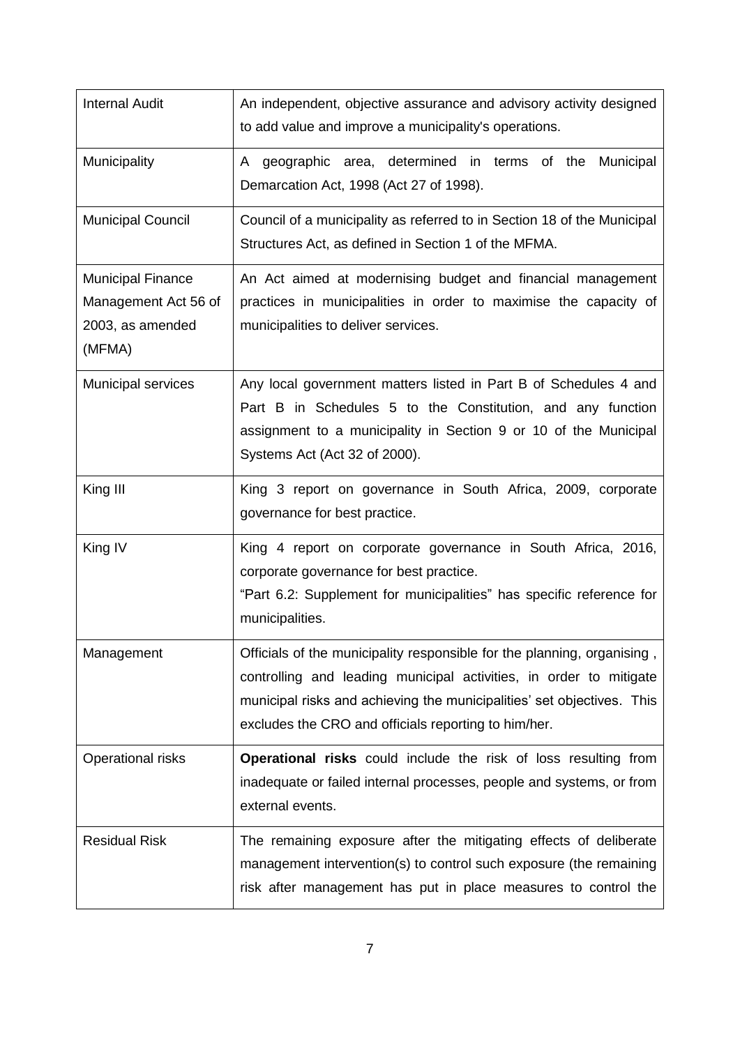| | |
|---|---|
| Internal Audit | An independent, objective assurance and advisory activity designed to add value and improve a municipality's operations. |
| Municipality | A geographic area, determined in terms of the Municipal Demarcation Act, 1998 (Act 27 of 1998). |
| Municipal Council | Council of a municipality as referred to in Section 18 of the Municipal Structures Act, as defined in Section 1 of the MFMA. |
| Municipal Finance Management Act 56 of 2003, as amended (MFMA) | An Act aimed at modernising budget and financial management practices in municipalities in order to maximise the capacity of municipalities to deliver services. |
| Municipal services | Any local government matters listed in Part B of Schedules 4 and Part B in Schedules 5 to the Constitution, and any function assignment to a municipality in Section 9 or 10 of the Municipal Systems Act (Act 32 of 2000). |
| King III | King 3 report on governance in South Africa, 2009, corporate governance for best practice. |
| King IV | King 4 report on corporate governance in South Africa, 2016, corporate governance for best practice.<br>"Part 6.2: Supplement for municipalities" has specific reference for municipalities. |
| Management | Officials of the municipality responsible for the planning, organising , controlling and leading municipal activities, in order to mitigate municipal risks and achieving the municipalities' set objectives. This excludes the CRO and officials reporting to him/her. |
| Operational risks | **Operational risks** could include the risk of loss resulting from inadequate or failed internal processes, people and systems, or from external events. |
| Residual Risk | The remaining exposure after the mitigating effects of deliberate management intervention(s) to control such exposure (the remaining risk after management has put in place measures to control the |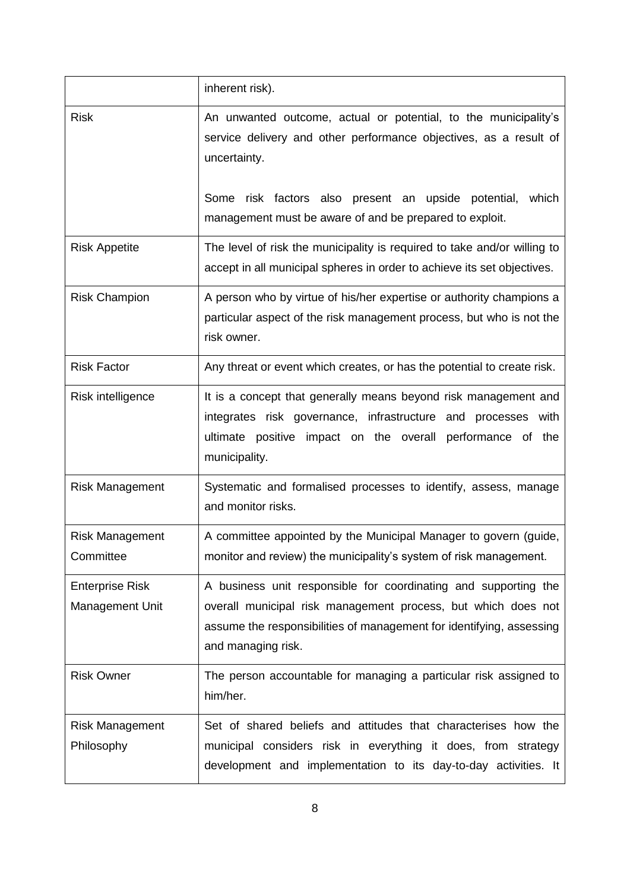| | |
|---|---|
| | inherent risk). |
| Risk | An unwanted outcome, actual or potential, to the municipality's service delivery and other performance objectives, as a result of uncertainty.<br><br>Some risk factors also present an upside potential, which management must be aware of and be prepared to exploit. |
| Risk Appetite | The level of risk the municipality is required to take and/or willing to accept in all municipal spheres in order to achieve its set objectives. |
| Risk Champion | A person who by virtue of his/her expertise or authority champions a particular aspect of the risk management process, but who is not the risk owner. |
| Risk Factor | Any threat or event which creates, or has the potential to create risk. |
| Risk intelligence | It is a concept that generally means beyond risk management and integrates risk governance, infrastructure and processes with ultimate positive impact on the overall performance of the municipality. |
| Risk Management | Systematic and formalised processes to identify, assess, manage and monitor risks. |
| Risk Management Committee | A committee appointed by the Municipal Manager to govern (guide, monitor and review) the municipality's system of risk management. |
| Enterprise Risk Management Unit | A business unit responsible for coordinating and supporting the overall municipal risk management process, but which does not assume the responsibilities of management for identifying, assessing and managing risk. |
| Risk Owner | The person accountable for managing a particular risk assigned to him/her. |
| Risk Management Philosophy | Set of shared beliefs and attitudes that characterises how the municipal considers risk in everything it does, from strategy development and implementation to its day-to-day activities. It |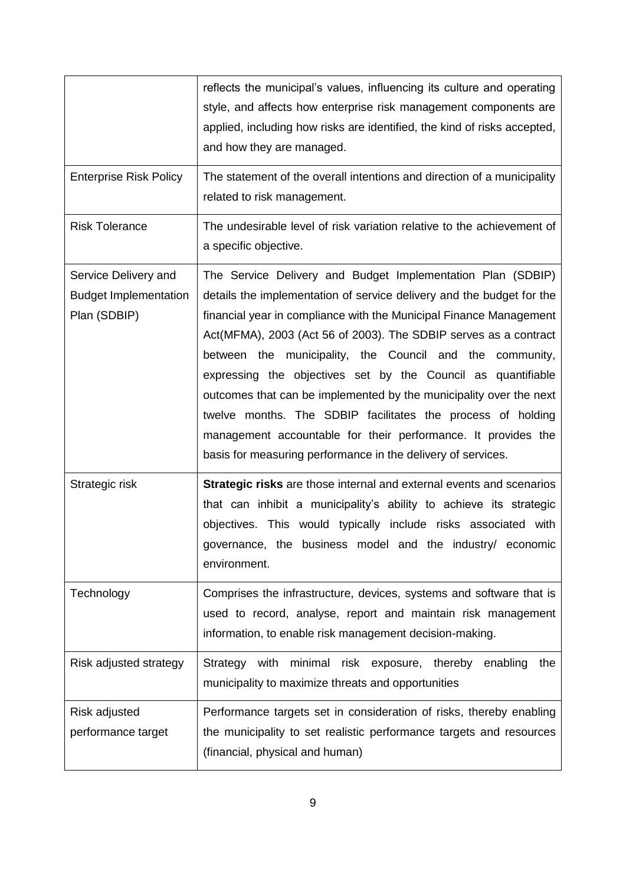| | |
|---|---|
| | reflects the municipal's values, influencing its culture and operating style, and affects how enterprise risk management components are applied, including how risks are identified, the kind of risks accepted, and how they are managed. |
| Enterprise Risk Policy | The statement of the overall intentions and direction of a municipality related to risk management. |
| Risk Tolerance | The undesirable level of risk variation relative to the achievement of a specific objective. |
| Service Delivery and Budget Implementation Plan (SDBIP) | The Service Delivery and Budget Implementation Plan (SDBIP) details the implementation of service delivery and the budget for the financial year in compliance with the Municipal Finance Management Act(MFMA), 2003 (Act 56 of 2003). The SDBIP serves as a contract between the municipality, the Council and the community, expressing the objectives set by the Council as quantifiable outcomes that can be implemented by the municipality over the next twelve months. The SDBIP facilitates the process of holding management accountable for their performance. It provides the basis for measuring performance in the delivery of services. |
| Strategic risk | **Strategic risks** are those internal and external events and scenarios that can inhibit a municipality's ability to achieve its strategic objectives. This would typically include risks associated with governance, the business model and the industry/ economic environment. |
| Technology | Comprises the infrastructure, devices, systems and software that is used to record, analyse, report and maintain risk management information, to enable risk management decision-making. |
| Risk adjusted strategy | Strategy with minimal risk exposure, thereby enabling the municipality to maximize threats and opportunities |
| Risk adjusted performance target | Performance targets set in consideration of risks, thereby enabling the municipality to set realistic performance targets and resources (financial, physical and human) |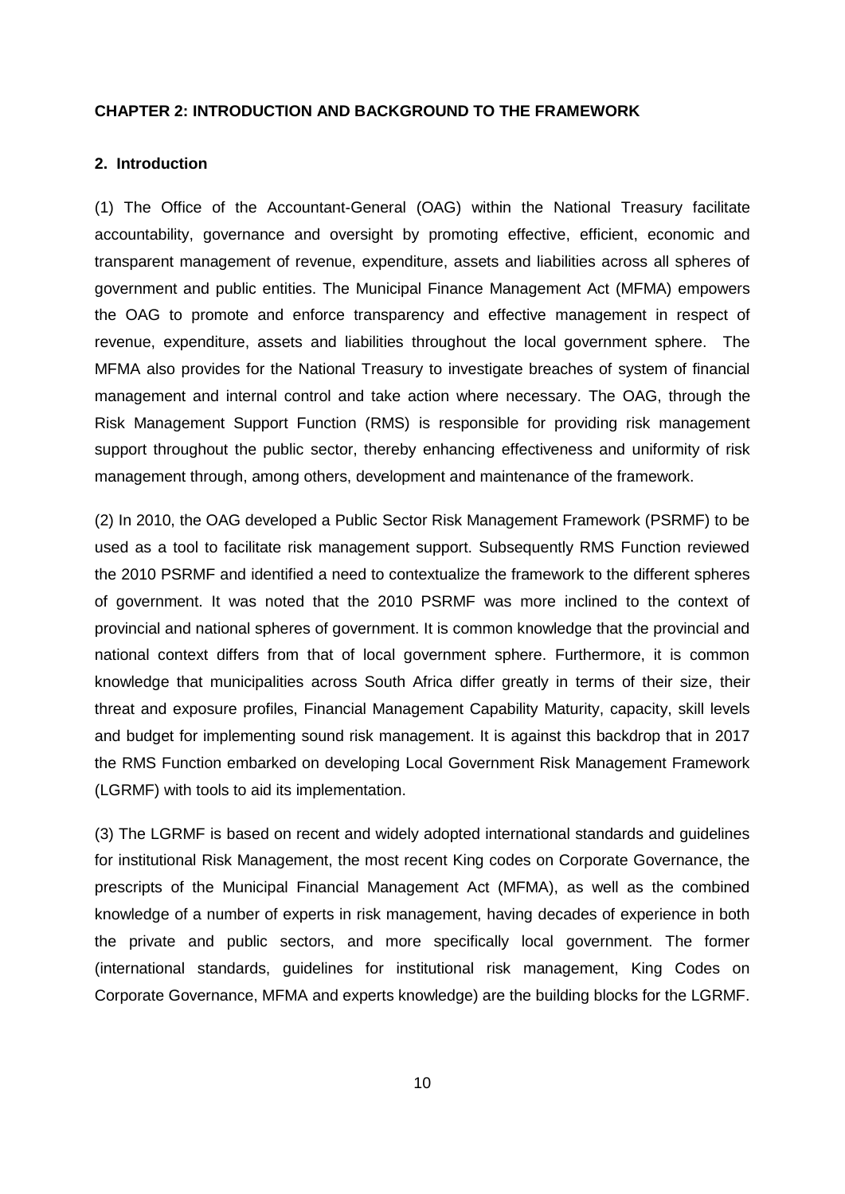## CHAPTER 2: INTRODUCTION AND BACKGROUND TO THE FRAMEWORK

### 2. Introduction

(1) The Office of the Accountant-General (OAG) within the National Treasury facilitate accountability, governance and oversight by promoting effective, efficient, economic and transparent management of revenue, expenditure, assets and liabilities across all spheres of government and public entities. The Municipal Finance Management Act (MFMA) empowers the OAG to promote and enforce transparency and effective management in respect of revenue, expenditure, assets and liabilities throughout the local government sphere. The MFMA also provides for the National Treasury to investigate breaches of system of financial management and internal control and take action where necessary. The OAG, through the Risk Management Support Function (RMS) is responsible for providing risk management support throughout the public sector, thereby enhancing effectiveness and uniformity of risk management through, among others, development and maintenance of the framework.

(2) In 2010, the OAG developed a Public Sector Risk Management Framework (PSRMF) to be used as a tool to facilitate risk management support. Subsequently RMS Function reviewed the 2010 PSRMF and identified a need to contextualize the framework to the different spheres of government. It was noted that the 2010 PSRMF was more inclined to the context of provincial and national spheres of government. It is common knowledge that the provincial and national context differs from that of local government sphere. Furthermore, it is common knowledge that municipalities across South Africa differ greatly in terms of their size, their threat and exposure profiles, Financial Management Capability Maturity, capacity, skill levels and budget for implementing sound risk management. It is against this backdrop that in 2017 the RMS Function embarked on developing Local Government Risk Management Framework (LGRMF) with tools to aid its implementation.

(3) The LGRMF is based on recent and widely adopted international standards and guidelines for institutional Risk Management, the most recent King codes on Corporate Governance, the prescripts of the Municipal Financial Management Act (MFMA), as well as the combined knowledge of a number of experts in risk management, having decades of experience in both the private and public sectors, and more specifically local government. The former (international standards, guidelines for institutional risk management, King Codes on Corporate Governance, MFMA and experts knowledge) are the building blocks for the LGRMF.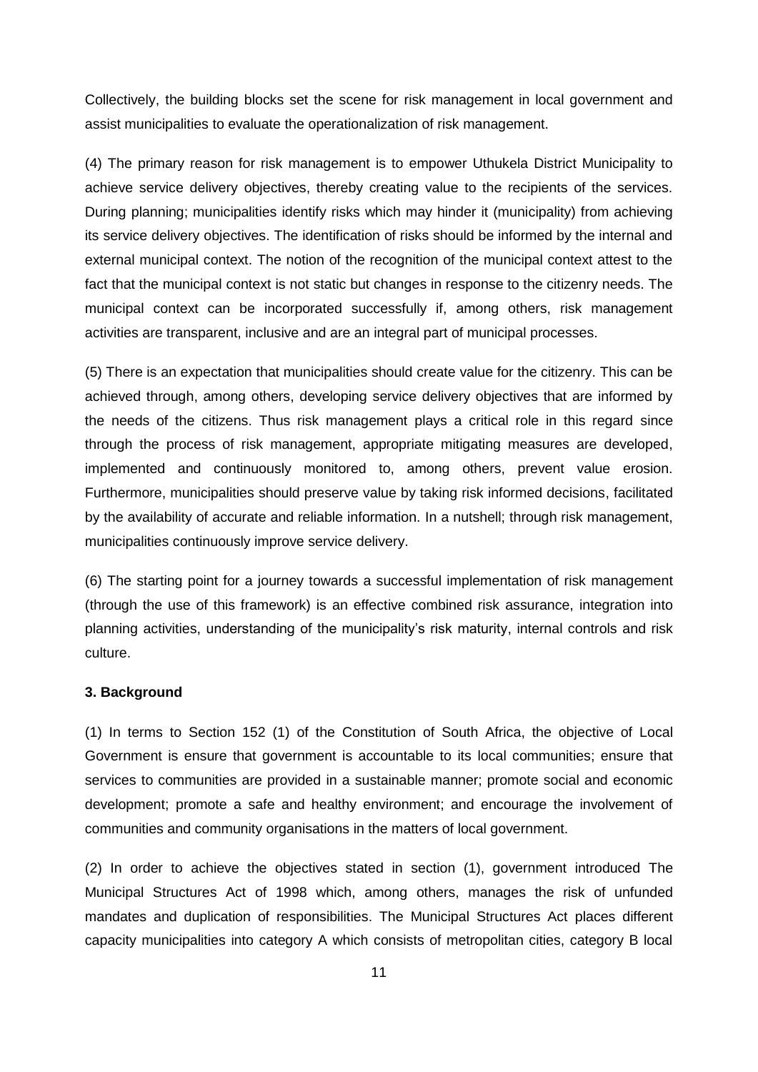Collectively, the building blocks set the scene for risk management in local government and assist municipalities to evaluate the operationalization of risk management.

(4) The primary reason for risk management is to empower Uthukela District Municipality to achieve service delivery objectives, thereby creating value to the recipients of the services. During planning; municipalities identify risks which may hinder it (municipality) from achieving its service delivery objectives. The identification of risks should be informed by the internal and external municipal context. The notion of the recognition of the municipal context attest to the fact that the municipal context is not static but changes in response to the citizenry needs. The municipal context can be incorporated successfully if, among others, risk management activities are transparent, inclusive and are an integral part of municipal processes.

(5) There is an expectation that municipalities should create value for the citizenry. This can be achieved through, among others, developing service delivery objectives that are informed by the needs of the citizens. Thus risk management plays a critical role in this regard since through the process of risk management, appropriate mitigating measures are developed, implemented and continuously monitored to, among others, prevent value erosion. Furthermore, municipalities should preserve value by taking risk informed decisions, facilitated by the availability of accurate and reliable information. In a nutshell; through risk management, municipalities continuously improve service delivery.

(6) The starting point for a journey towards a successful implementation of risk management (through the use of this framework) is an effective combined risk assurance, integration into planning activities, understanding of the municipality's risk maturity, internal controls and risk culture.

**3. Background**

(1) In terms to Section 152 (1) of the Constitution of South Africa, the objective of Local Government is ensure that government is accountable to its local communities; ensure that services to communities are provided in a sustainable manner; promote social and economic development; promote a safe and healthy environment; and encourage the involvement of communities and community organisations in the matters of local government.

(2) In order to achieve the objectives stated in section (1), government introduced The Municipal Structures Act of 1998 which, among others, manages the risk of unfunded mandates and duplication of responsibilities. The Municipal Structures Act places different capacity municipalities into category A which consists of metropolitan cities, category B local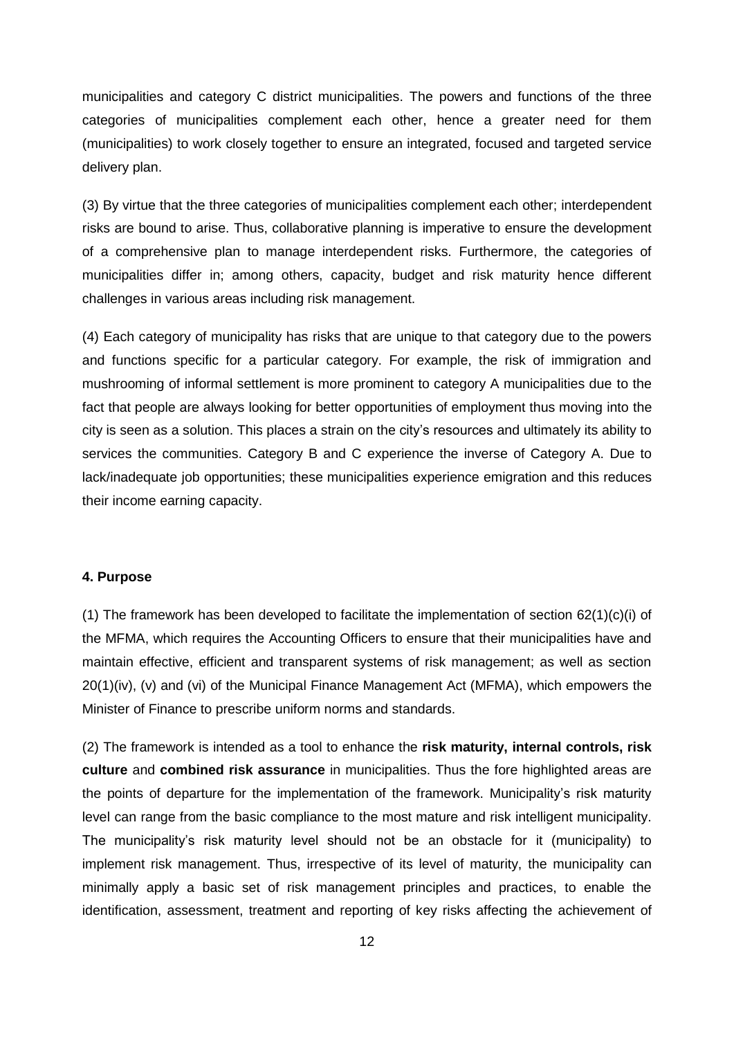municipalities and category C district municipalities. The powers and functions of the three categories of municipalities complement each other, hence a greater need for them (municipalities) to work closely together to ensure an integrated, focused and targeted service delivery plan.

(3) By virtue that the three categories of municipalities complement each other; interdependent risks are bound to arise. Thus, collaborative planning is imperative to ensure the development of a comprehensive plan to manage interdependent risks. Furthermore, the categories of municipalities differ in; among others, capacity, budget and risk maturity hence different challenges in various areas including risk management.

(4) Each category of municipality has risks that are unique to that category due to the powers and functions specific for a particular category. For example, the risk of immigration and mushrooming of informal settlement is more prominent to category A municipalities due to the fact that people are always looking for better opportunities of employment thus moving into the city is seen as a solution. This places a strain on the city's resources and ultimately its ability to services the communities. Category B and C experience the inverse of Category A. Due to lack/inadequate job opportunities; these municipalities experience emigration and this reduces their income earning capacity.

#### 4. Purpose

(1) The framework has been developed to facilitate the implementation of section 62(1)(c)(i) of the MFMA, which requires the Accounting Officers to ensure that their municipalities have and maintain effective, efficient and transparent systems of risk management; as well as section 20(1)(iv), (v) and (vi) of the Municipal Finance Management Act (MFMA), which empowers the Minister of Finance to prescribe uniform norms and standards.

(2) The framework is intended as a tool to enhance the **risk maturity, internal controls, risk culture** and **combined risk assurance** in municipalities. Thus the fore highlighted areas are the points of departure for the implementation of the framework. Municipality's risk maturity level can range from the basic compliance to the most mature and risk intelligent municipality. The municipality's risk maturity level should not be an obstacle for it (municipality) to implement risk management. Thus, irrespective of its level of maturity, the municipality can minimally apply a basic set of risk management principles and practices, to enable the identification, assessment, treatment and reporting of key risks affecting the achievement of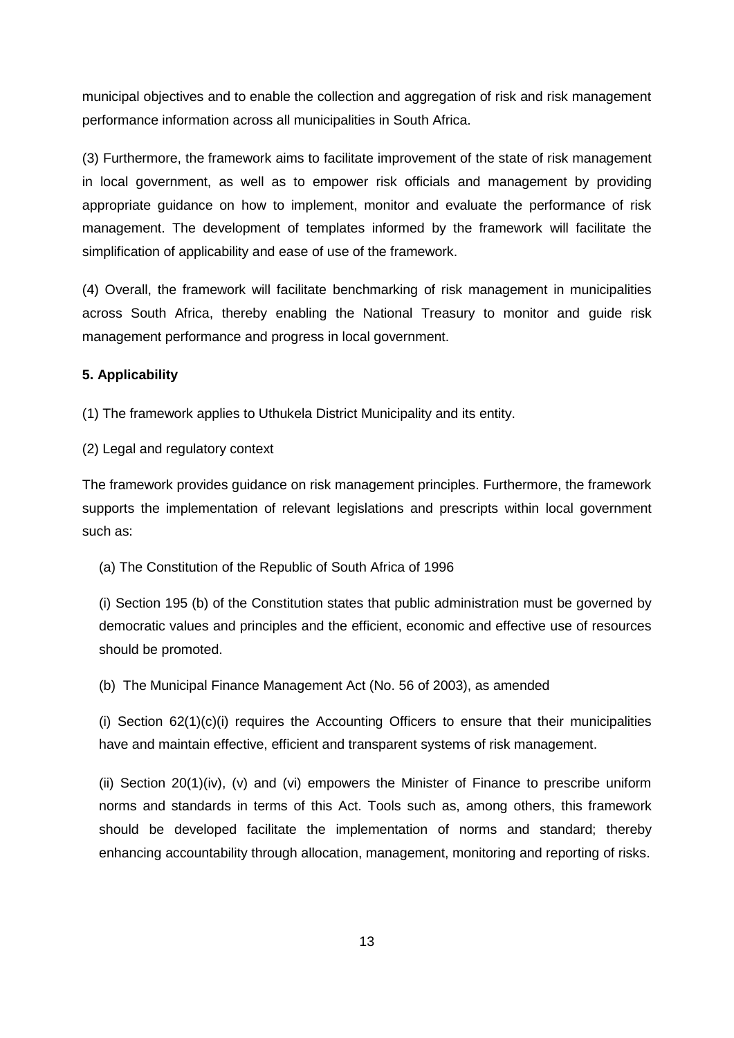municipal objectives and to enable the collection and aggregation of risk and risk management performance information across all municipalities in South Africa.

(3) Furthermore, the framework aims to facilitate improvement of the state of risk management in local government, as well as to empower risk officials and management by providing appropriate guidance on how to implement, monitor and evaluate the performance of risk management. The development of templates informed by the framework will facilitate the simplification of applicability and ease of use of the framework.

(4) Overall, the framework will facilitate benchmarking of risk management in municipalities across South Africa, thereby enabling the National Treasury to monitor and guide risk management performance and progress in local government.

**5. Applicability**

(1) The framework applies to Uthukela District Municipality and its entity.

(2) Legal and regulatory context

The framework provides guidance on risk management principles. Furthermore, the framework supports the implementation of relevant legislations and prescripts within local government such as:

(a) The Constitution of the Republic of South Africa of 1996

(i) Section 195 (b) of the Constitution states that public administration must be governed by democratic values and principles and the efficient, economic and effective use of resources should be promoted.

(b) The Municipal Finance Management Act (No. 56 of 2003), as amended

(i) Section 62(1)(c)(i) requires the Accounting Officers to ensure that their municipalities have and maintain effective, efficient and transparent systems of risk management.

(ii) Section 20(1)(iv), (v) and (vi) empowers the Minister of Finance to prescribe uniform norms and standards in terms of this Act. Tools such as, among others, this framework should be developed facilitate the implementation of norms and standard; thereby enhancing accountability through allocation, management, monitoring and reporting of risks.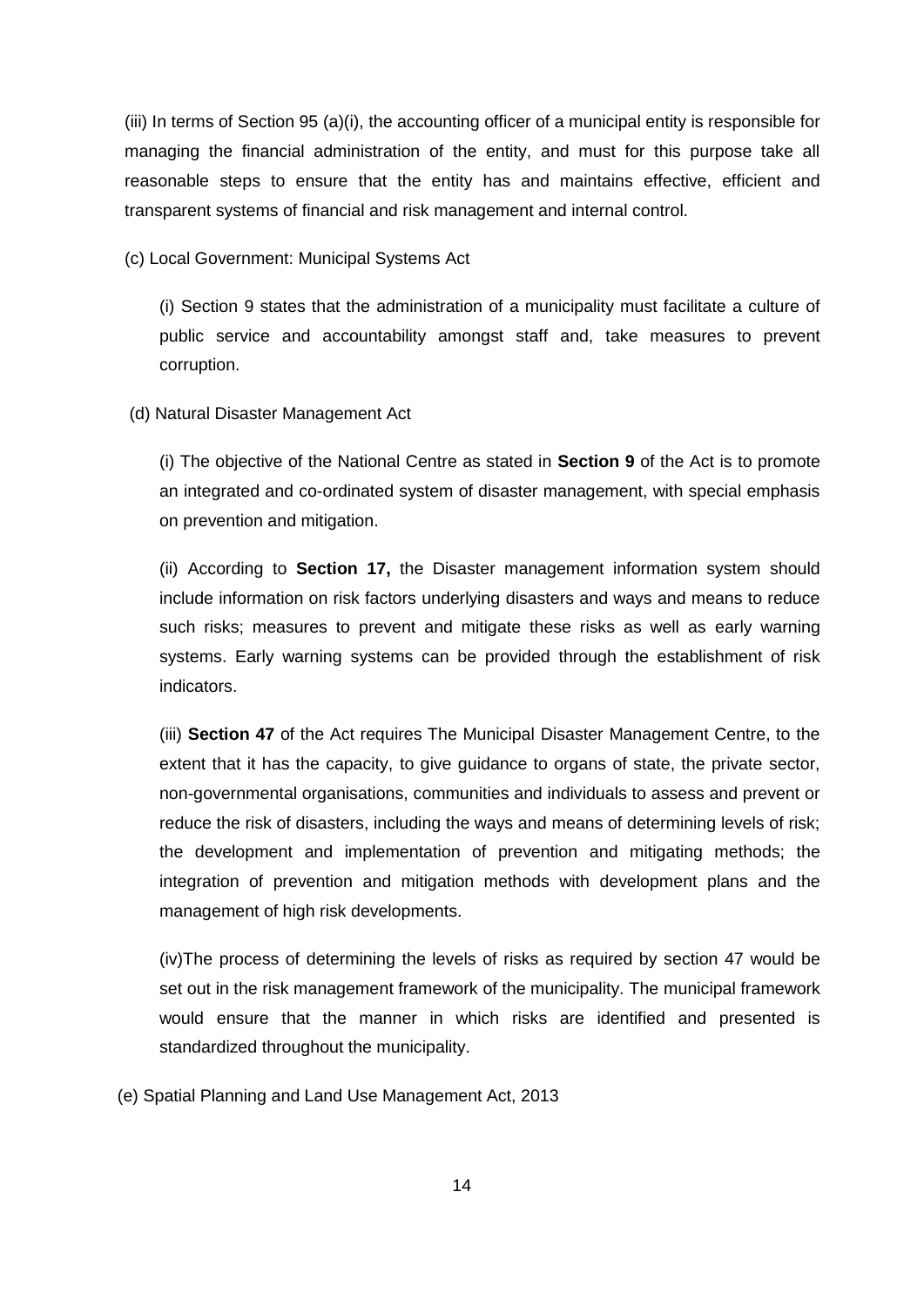(iii) In terms of Section 95 (a)(i), the accounting officer of a municipal entity is responsible for managing the financial administration of the entity, and must for this purpose take all reasonable steps to ensure that the entity has and maintains effective, efficient and transparent systems of financial and risk management and internal control.

(c) Local Government: Municipal Systems Act

(i) Section 9 states that the administration of a municipality must facilitate a culture of public service and accountability amongst staff and, take measures to prevent corruption.

(d) Natural Disaster Management Act

(i) The objective of the National Centre as stated in **Section 9** of the Act is to promote an integrated and co-ordinated system of disaster management, with special emphasis on prevention and mitigation.

(ii) According to **Section 17,** the Disaster management information system should include information on risk factors underlying disasters and ways and means to reduce such risks; measures to prevent and mitigate these risks as well as early warning systems. Early warning systems can be provided through the establishment of risk indicators.

(iii) **Section 47** of the Act requires The Municipal Disaster Management Centre, to the extent that it has the capacity, to give guidance to organs of state, the private sector, non-governmental organisations, communities and individuals to assess and prevent or reduce the risk of disasters, including the ways and means of determining levels of risk; the development and implementation of prevention and mitigating methods; the integration of prevention and mitigation methods with development plans and the management of high risk developments.

(iv)The process of determining the levels of risks as required by section 47 would be set out in the risk management framework of the municipality. The municipal framework would ensure that the manner in which risks are identified and presented is standardized throughout the municipality.

(e) Spatial Planning and Land Use Management Act, 2013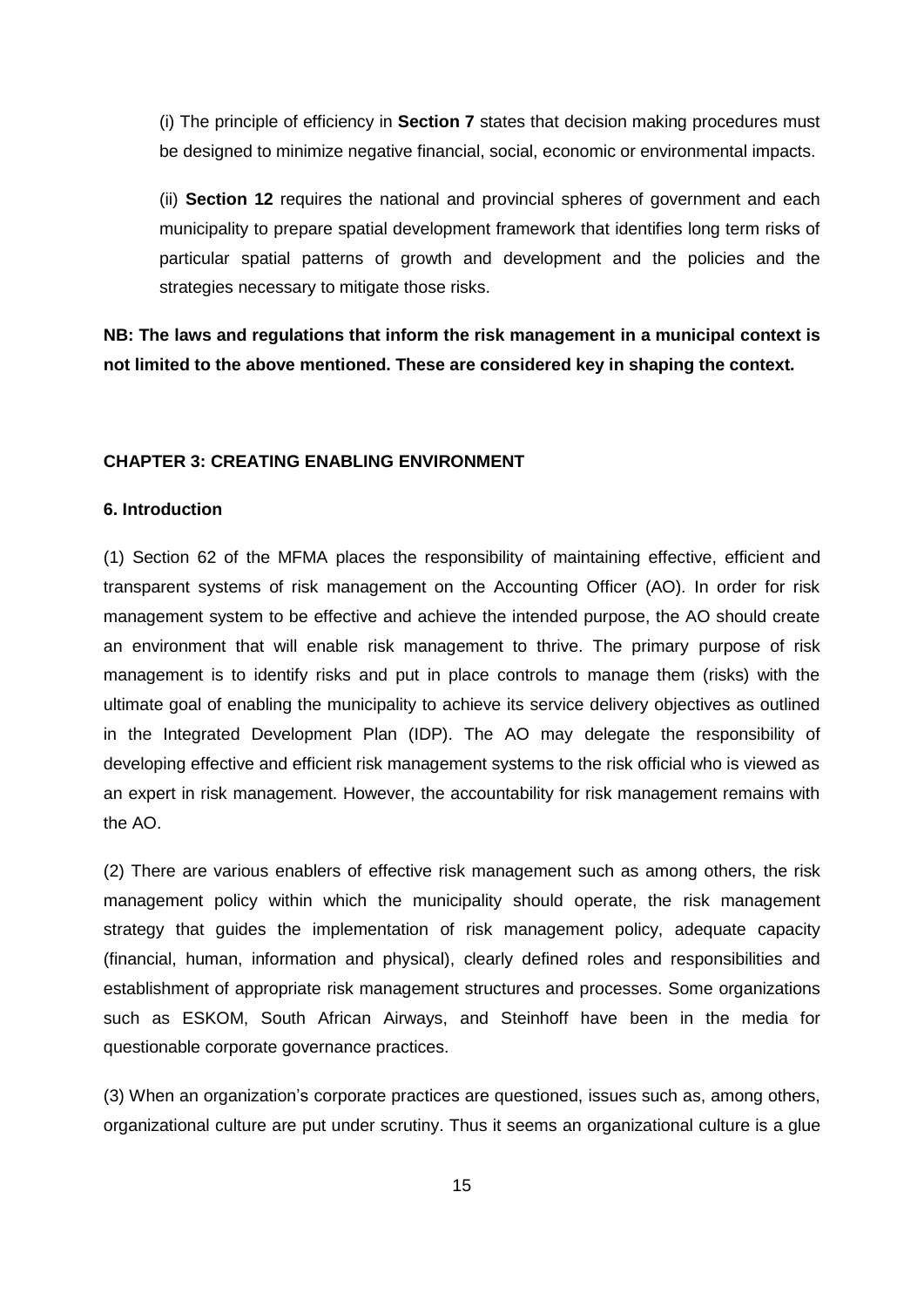(i) The principle of efficiency in **Section 7** states that decision making procedures must be designed to minimize negative financial, social, economic or environmental impacts.

(ii) **Section 12** requires the national and provincial spheres of government and each municipality to prepare spatial development framework that identifies long term risks of particular spatial patterns of growth and development and the policies and the strategies necessary to mitigate those risks.

**NB: The laws and regulations that inform the risk management in a municipal context is not limited to the above mentioned. These are considered key in shaping the context.**

## CHAPTER 3: CREATING ENABLING ENVIRONMENT

### 6. Introduction

(1) Section 62 of the MFMA places the responsibility of maintaining effective, efficient and transparent systems of risk management on the Accounting Officer (AO). In order for risk management system to be effective and achieve the intended purpose, the AO should create an environment that will enable risk management to thrive. The primary purpose of risk management is to identify risks and put in place controls to manage them (risks) with the ultimate goal of enabling the municipality to achieve its service delivery objectives as outlined in the Integrated Development Plan (IDP). The AO may delegate the responsibility of developing effective and efficient risk management systems to the risk official who is viewed as an expert in risk management. However, the accountability for risk management remains with the AO.

(2) There are various enablers of effective risk management such as among others, the risk management policy within which the municipality should operate, the risk management strategy that guides the implementation of risk management policy, adequate capacity (financial, human, information and physical), clearly defined roles and responsibilities and establishment of appropriate risk management structures and processes. Some organizations such as ESKOM, South African Airways, and Steinhoff have been in the media for questionable corporate governance practices.

(3) When an organization's corporate practices are questioned, issues such as, among others, organizational culture are put under scrutiny. Thus it seems an organizational culture is a glue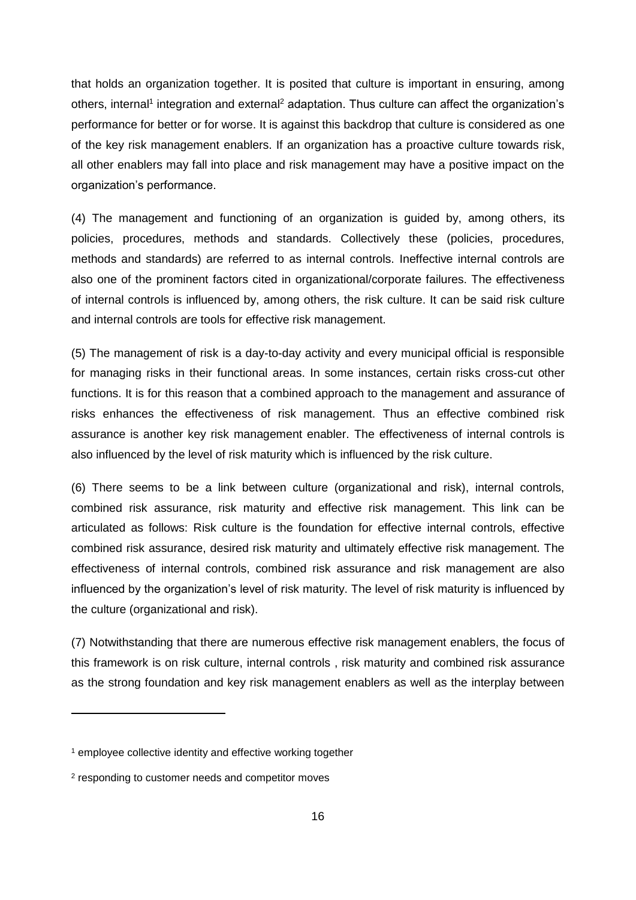that holds an organization together. It is posited that culture is important in ensuring, among others, internal[1] integration and external[2] adaptation. Thus culture can affect the organization's performance for better or for worse. It is against this backdrop that culture is considered as one of the key risk management enablers. If an organization has a proactive culture towards risk, all other enablers may fall into place and risk management may have a positive impact on the organization's performance.

(4) The management and functioning of an organization is guided by, among others, its policies, procedures, methods and standards. Collectively these (policies, procedures, methods and standards) are referred to as internal controls. Ineffective internal controls are also one of the prominent factors cited in organizational/corporate failures. The effectiveness of internal controls is influenced by, among others, the risk culture. It can be said risk culture and internal controls are tools for effective risk management.

(5) The management of risk is a day-to-day activity and every municipal official is responsible for managing risks in their functional areas. In some instances, certain risks cross-cut other functions. It is for this reason that a combined approach to the management and assurance of risks enhances the effectiveness of risk management. Thus an effective combined risk assurance is another key risk management enabler. The effectiveness of internal controls is also influenced by the level of risk maturity which is influenced by the risk culture.

(6) There seems to be a link between culture (organizational and risk), internal controls, combined risk assurance, risk maturity and effective risk management. This link can be articulated as follows: Risk culture is the foundation for effective internal controls, effective combined risk assurance, desired risk maturity and ultimately effective risk management. The effectiveness of internal controls, combined risk assurance and risk management are also influenced by the organization's level of risk maturity. The level of risk maturity is influenced by the culture (organizational and risk).

(7) Notwithstanding that there are numerous effective risk management enablers, the focus of this framework is on risk culture, internal controls , risk maturity and combined risk assurance as the strong foundation and key risk management enablers as well as the interplay between

---

[1] employee collective identity and effective working together

[2] responding to customer needs and competitor moves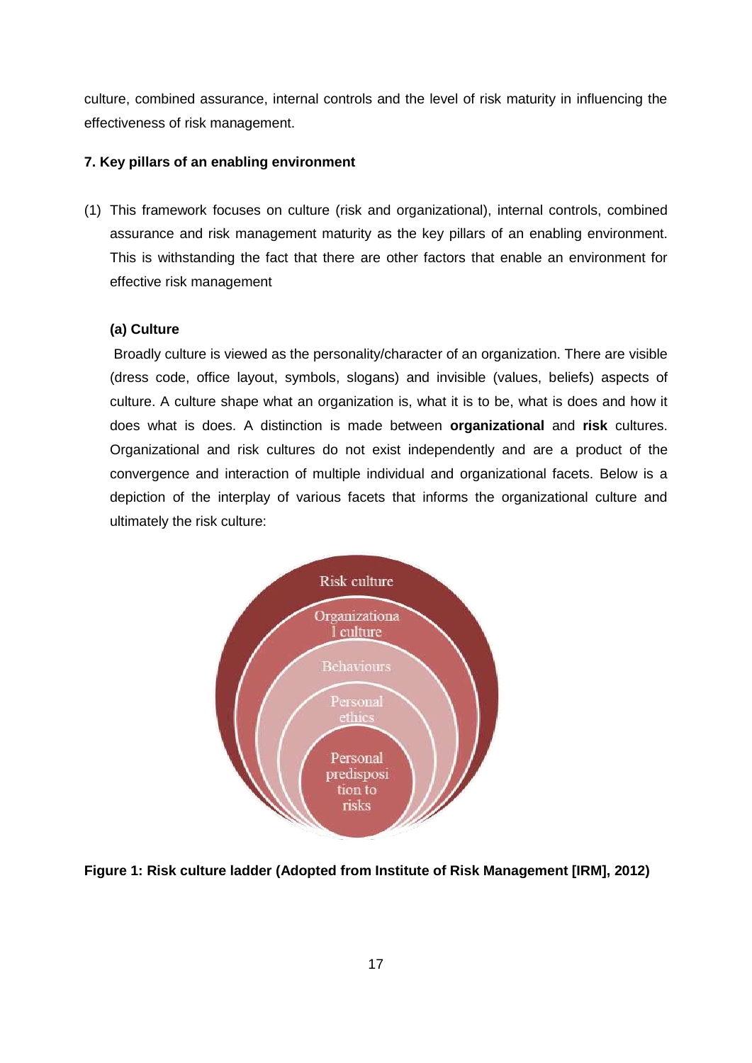culture, combined assurance, internal controls and the level of risk maturity in influencing the effectiveness of risk management.

## 7. Key pillars of an enabling environment

(1) This framework focuses on culture (risk and organizational), internal controls, combined assurance and risk management maturity as the key pillars of an enabling environment. This is withstanding the fact that there are other factors that enable an environment for effective risk management

### (a) Culture

Broadly culture is viewed as the personality/character of an organization. There are visible (dress code, office layout, symbols, slogans) and invisible (values, beliefs) aspects of culture. A culture shape what an organization is, what it is to be, what is does and how it does what is does. A distinction is made between **organizational** and **risk** cultures. Organizational and risk cultures do not exist independently and are a product of the convergence and interaction of multiple individual and organizational facets. Below is a depiction of the interplay of various facets that informs the organizational culture and ultimately the risk culture:

Risk culture

Organizational culture

Behaviours

Personal ethics

Personal predisposition to risks

**Figure 1: Risk culture ladder (Adopted from Institute of Risk Management [IRM], 2012)**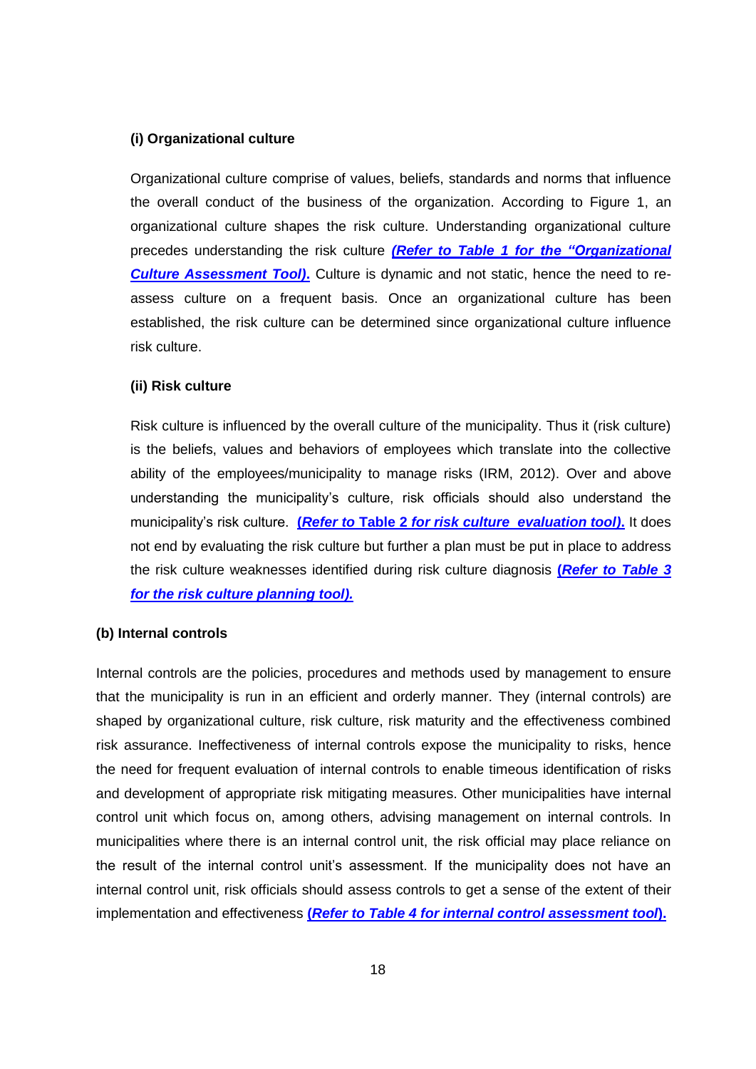#### (i) Organizational culture

Organizational culture comprise of values, beliefs, standards and norms that influence the overall conduct of the business of the organization. According to Figure 1, an organizational culture shapes the risk culture. Understanding organizational culture precedes understanding the risk culture ***(Refer to Table 1 for the "Organizational Culture Assessment Tool).*** Culture is dynamic and not static, hence the need to re-assess culture on a frequent basis. Once an organizational culture has been established, the risk culture can be determined since organizational culture influence risk culture.

#### (ii) Risk culture

Risk culture is influenced by the overall culture of the municipality. Thus it (risk culture) is the beliefs, values and behaviors of employees which translate into the collective ability of the employees/municipality to manage risks (IRM, 2012). Over and above understanding the municipality's culture, risk officials should also understand the municipality's risk culture. ***(Refer to* Table 2 *for risk culture evaluation tool).*** It does not end by evaluating the risk culture but further a plan must be put in place to address the risk culture weaknesses identified during risk culture diagnosis ***(Refer to Table 3 for the risk culture planning tool).***

### (b) Internal controls

Internal controls are the policies, procedures and methods used by management to ensure that the municipality is run in an efficient and orderly manner. They (internal controls) are shaped by organizational culture, risk culture, risk maturity and the effectiveness combined risk assurance. Ineffectiveness of internal controls expose the municipality to risks, hence the need for frequent evaluation of internal controls to enable timeous identification of risks and development of appropriate risk mitigating measures. Other municipalities have internal control unit which focus on, among others, advising management on internal controls. In municipalities where there is an internal control unit, the risk official may place reliance on the result of the internal control unit's assessment. If the municipality does not have an internal control unit, risk officials should assess controls to get a sense of the extent of their implementation and effectiveness ***(Refer to Table 4 for internal control assessment tool).***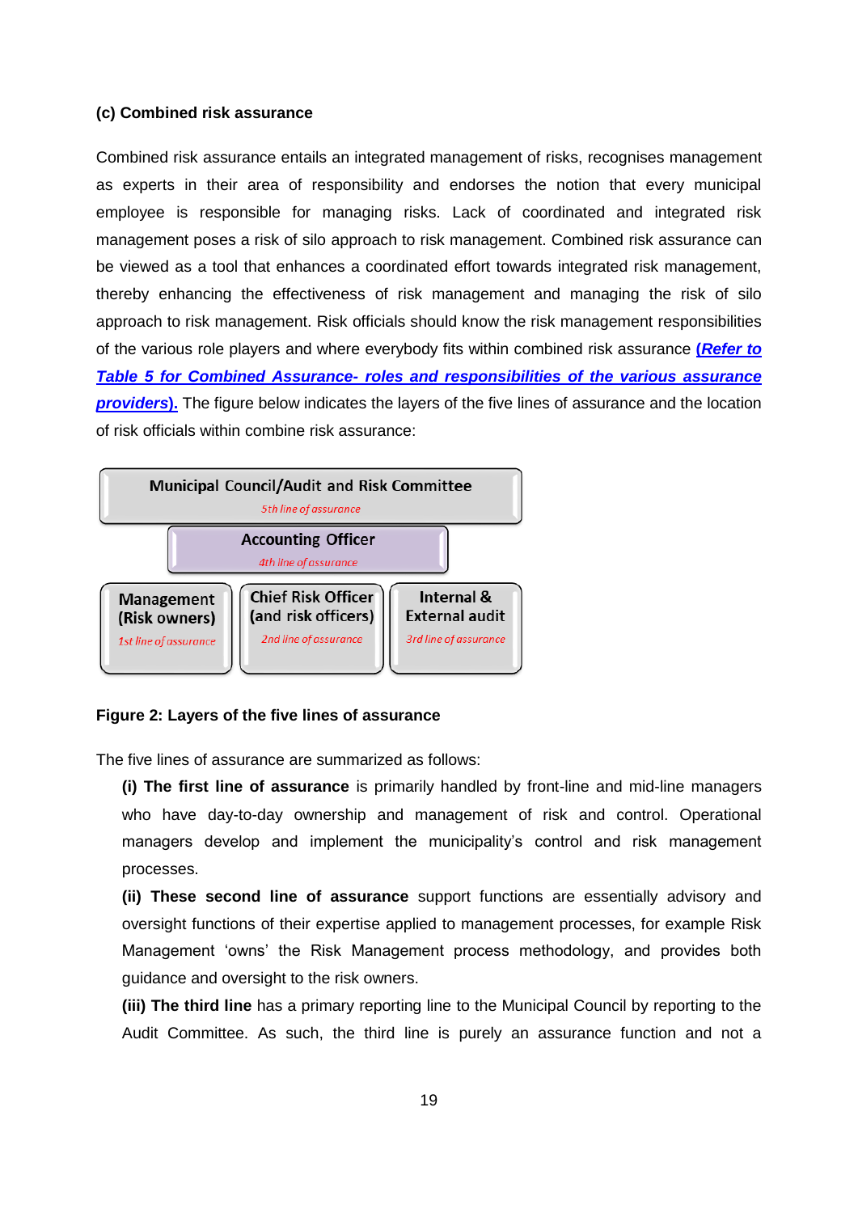**(c) Combined risk assurance**

Combined risk assurance entails an integrated management of risks, recognises management as experts in their area of responsibility and endorses the notion that every municipal employee is responsible for managing risks. Lack of coordinated and integrated risk management poses a risk of silo approach to risk management. Combined risk assurance can be viewed as a tool that enhances a coordinated effort towards integrated risk management, thereby enhancing the effectiveness of risk management and managing the risk of silo approach to risk management. Risk officials should know the risk management responsibilities of the various role players and where everybody fits within combined risk assurance ***(Refer to Table 5 for Combined Assurance- roles and responsibilities of the various assurance providers).*** The figure below indicates the layers of the five lines of assurance and the location of risk officials within combine risk assurance:

| Municipal Council/Audit and Risk Committee *5th line of assurance* | | |
|---|---|---|
| | Accounting Officer *4th line of assurance* | |
| Management (Risk owners) *1st line of assurance* | Chief Risk Officer (and risk officers) *2nd line of assurance* | Internal & External audit *3rd line of assurance* |

**Figure 2: Layers of the five lines of assurance**

The five lines of assurance are summarized as follows:

**(i) The first line of assurance** is primarily handled by front-line and mid-line managers who have day-to-day ownership and management of risk and control. Operational managers develop and implement the municipality's control and risk management processes.

**(ii) These second line of assurance** support functions are essentially advisory and oversight functions of their expertise applied to management processes, for example Risk Management 'owns' the Risk Management process methodology, and provides both guidance and oversight to the risk owners.

**(iii) The third line** has a primary reporting line to the Municipal Council by reporting to the Audit Committee. As such, the third line is purely an assurance function and not a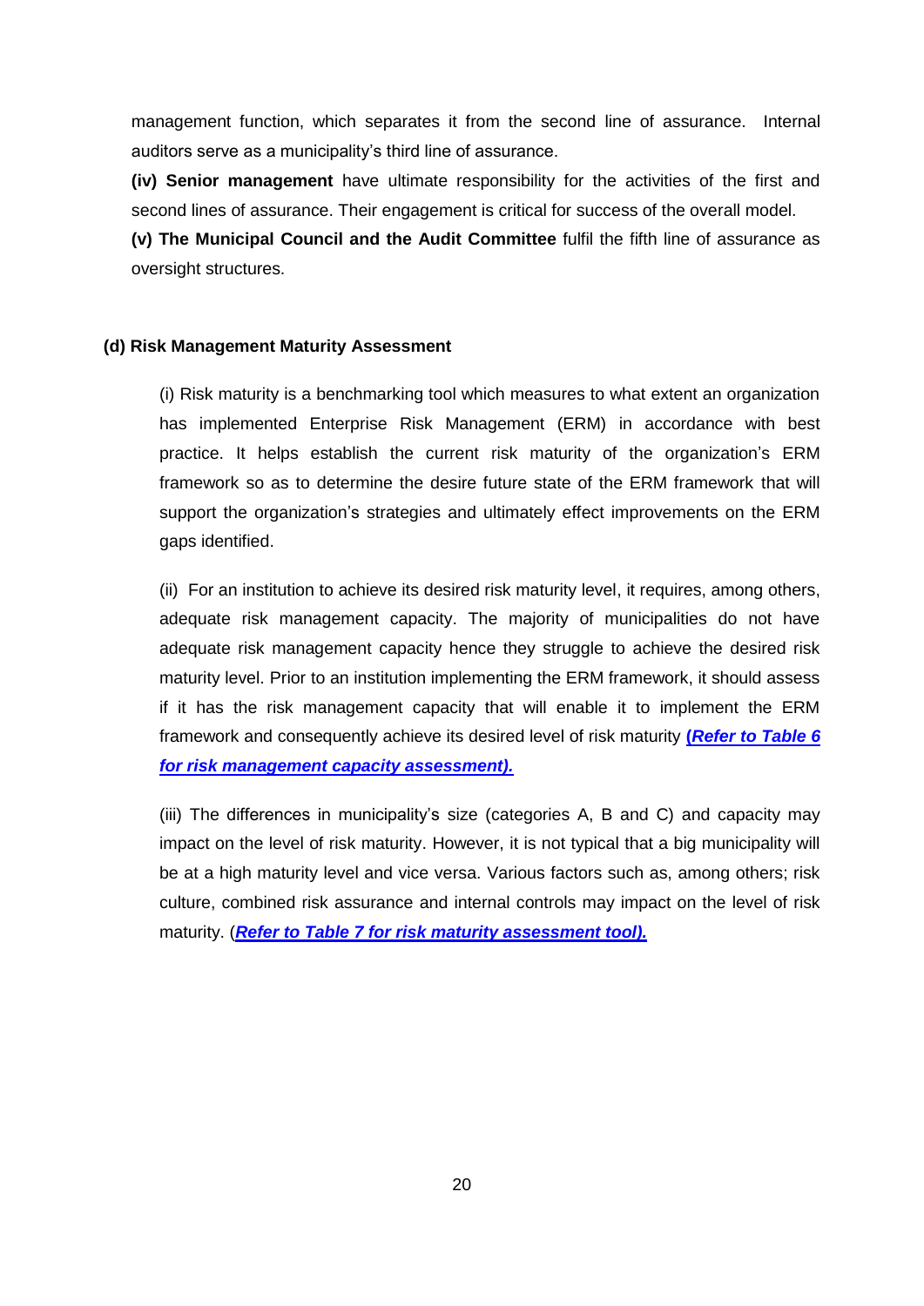management function, which separates it from the second line of assurance. Internal auditors serve as a municipality's third line of assurance.

**(iv) Senior management** have ultimate responsibility for the activities of the first and second lines of assurance. Their engagement is critical for success of the overall model.

**(v) The Municipal Council and the Audit Committee** fulfil the fifth line of assurance as oversight structures.

### (d) Risk Management Maturity Assessment

(i) Risk maturity is a benchmarking tool which measures to what extent an organization has implemented Enterprise Risk Management (ERM) in accordance with best practice. It helps establish the current risk maturity of the organization's ERM framework so as to determine the desire future state of the ERM framework that will support the organization's strategies and ultimately effect improvements on the ERM gaps identified.

(ii) For an institution to achieve its desired risk maturity level, it requires, among others, adequate risk management capacity. The majority of municipalities do not have adequate risk management capacity hence they struggle to achieve the desired risk maturity level. Prior to an institution implementing the ERM framework, it should assess if it has the risk management capacity that will enable it to implement the ERM framework and consequently achieve its desired level of risk maturity ***(Refer to Table 6 for risk management capacity assessment).***

(iii) The differences in municipality's size (categories A, B and C) and capacity may impact on the level of risk maturity. However, it is not typical that a big municipality will be at a high maturity level and vice versa. Various factors such as, among others; risk culture, combined risk assurance and internal controls may impact on the level of risk maturity. (***Refer to Table 7 for risk maturity assessment tool).***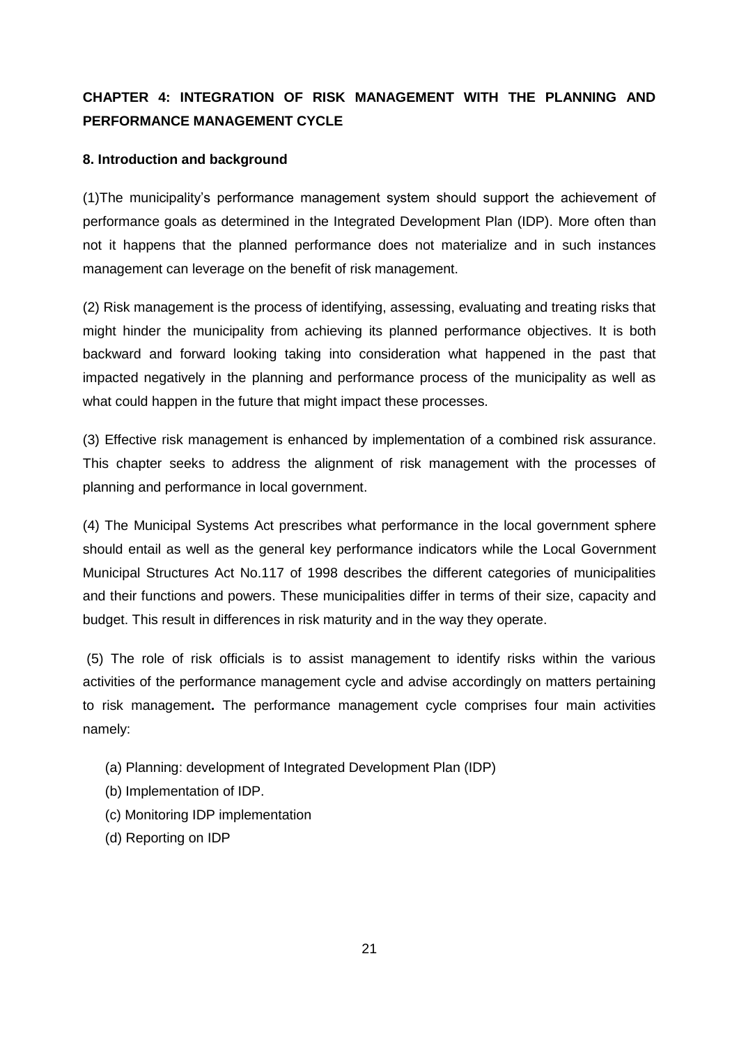## CHAPTER 4: INTEGRATION OF RISK MANAGEMENT WITH THE PLANNING AND PERFORMANCE MANAGEMENT CYCLE

### 8. Introduction and background

(1)The municipality's performance management system should support the achievement of performance goals as determined in the Integrated Development Plan (IDP). More often than not it happens that the planned performance does not materialize and in such instances management can leverage on the benefit of risk management.

(2) Risk management is the process of identifying, assessing, evaluating and treating risks that might hinder the municipality from achieving its planned performance objectives. It is both backward and forward looking taking into consideration what happened in the past that impacted negatively in the planning and performance process of the municipality as well as what could happen in the future that might impact these processes.

(3) Effective risk management is enhanced by implementation of a combined risk assurance. This chapter seeks to address the alignment of risk management with the processes of planning and performance in local government.

(4) The Municipal Systems Act prescribes what performance in the local government sphere should entail as well as the general key performance indicators while the Local Government Municipal Structures Act No.117 of 1998 describes the different categories of municipalities and their functions and powers. These municipalities differ in terms of their size, capacity and budget. This result in differences in risk maturity and in the way they operate.

(5) The role of risk officials is to assist management to identify risks within the various activities of the performance management cycle and advise accordingly on matters pertaining to risk management**.** The performance management cycle comprises four main activities namely:

(a) Planning: development of Integrated Development Plan (IDP)
(b) Implementation of IDP.
(c) Monitoring IDP implementation
(d) Reporting on IDP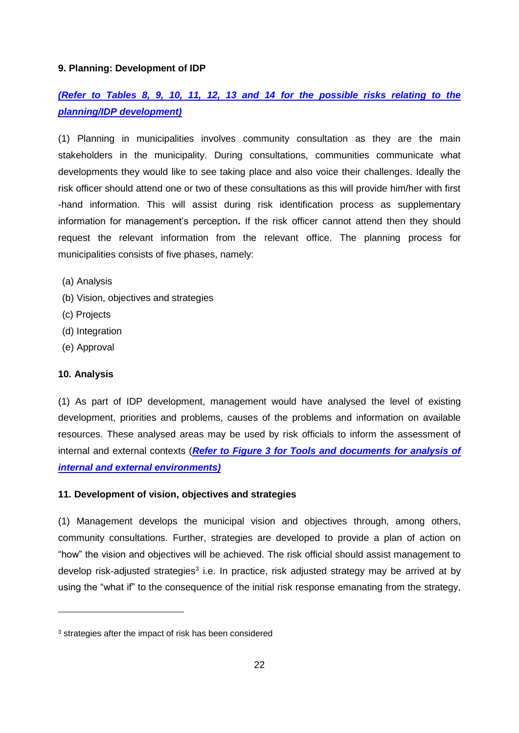**9. Planning: Development of IDP**

***(Refer to Tables 8, 9, 10, 11, 12, 13 and 14 for the possible risks relating to the planning/IDP development)***

(1) Planning in municipalities involves community consultation as they are the main stakeholders in the municipality. During consultations, communities communicate what developments they would like to see taking place and also voice their challenges. Ideally the risk officer should attend one or two of these consultations as this will provide him/her with first -hand information. This will assist during risk identification process as supplementary information for management's perception**.** If the risk officer cannot attend then they should request the relevant information from the relevant office. The planning process for municipalities consists of five phases, namely:

(a) Analysis
(b) Vision, objectives and strategies
(c) Projects
(d) Integration
(e) Approval

**10. Analysis**

(1) As part of IDP development, management would have analysed the level of existing development, priorities and problems, causes of the problems and information on available resources. These analysed areas may be used by risk officials to inform the assessment of internal and external contexts (***Refer to Figure 3 for Tools and documents for analysis of internal and external environments)***

**11. Development of vision, objectives and strategies**

(1) Management develops the municipal vision and objectives through, among others, community consultations. Further, strategies are developed to provide a plan of action on "how" the vision and objectives will be achieved. The risk official should assist management to develop risk-adjusted strategies[3] i.e. In practice, risk adjusted strategy may be arrived at by using the "what if" to the consequence of the initial risk response emanating from the strategy,

[3] strategies after the impact of risk has been considered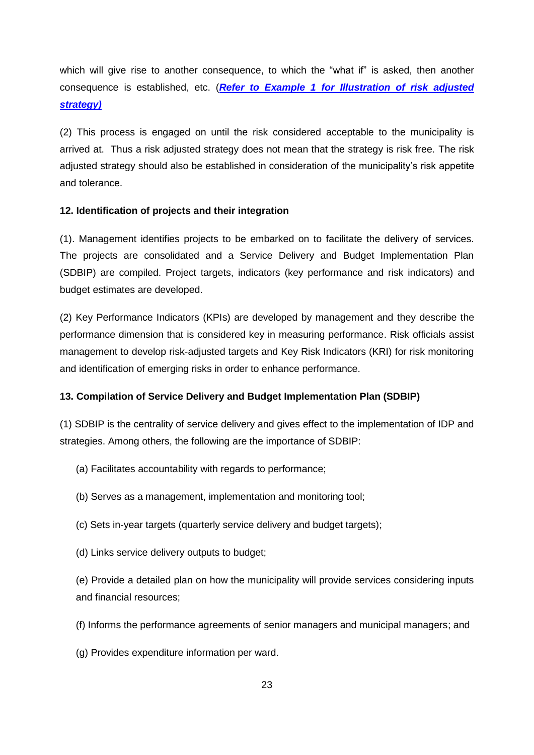which will give rise to another consequence, to which the "what if" is asked, then another consequence is established, etc. (***Refer to Example 1 for Illustration of risk adjusted strategy)***

(2) This process is engaged on until the risk considered acceptable to the municipality is arrived at. Thus a risk adjusted strategy does not mean that the strategy is risk free. The risk adjusted strategy should also be established in consideration of the municipality's risk appetite and tolerance.

**12. Identification of projects and their integration**

(1). Management identifies projects to be embarked on to facilitate the delivery of services. The projects are consolidated and a Service Delivery and Budget Implementation Plan (SDBIP) are compiled. Project targets, indicators (key performance and risk indicators) and budget estimates are developed.

(2) Key Performance Indicators (KPIs) are developed by management and they describe the performance dimension that is considered key in measuring performance. Risk officials assist management to develop risk-adjusted targets and Key Risk Indicators (KRI) for risk monitoring and identification of emerging risks in order to enhance performance.

**13. Compilation of Service Delivery and Budget Implementation Plan (SDBIP)**

(1) SDBIP is the centrality of service delivery and gives effect to the implementation of IDP and strategies. Among others, the following are the importance of SDBIP:

(a) Facilitates accountability with regards to performance;

(b) Serves as a management, implementation and monitoring tool;

(c) Sets in-year targets (quarterly service delivery and budget targets);

(d) Links service delivery outputs to budget;

(e) Provide a detailed plan on how the municipality will provide services considering inputs and financial resources;

(f) Informs the performance agreements of senior managers and municipal managers; and

(g) Provides expenditure information per ward.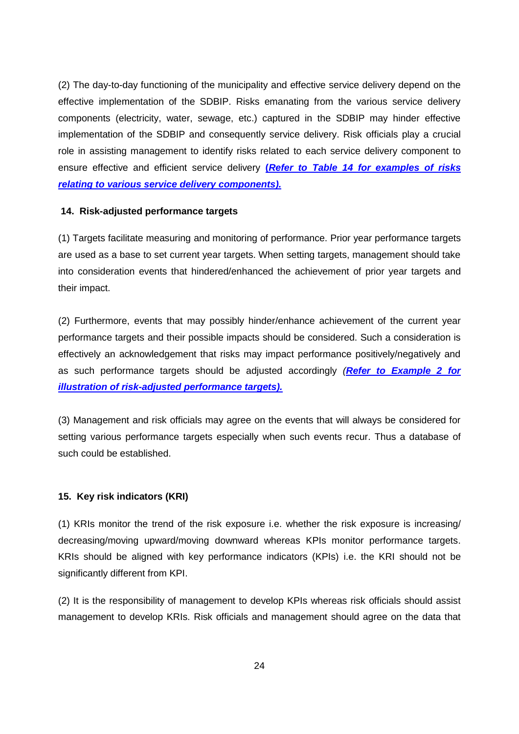(2) The day-to-day functioning of the municipality and effective service delivery depend on the effective implementation of the SDBIP. Risks emanating from the various service delivery components (electricity, water, sewage, etc.) captured in the SDBIP may hinder effective implementation of the SDBIP and consequently service delivery. Risk officials play a crucial role in assisting management to identify risks related to each service delivery component to ensure effective and efficient service delivery ***(Refer to Table 14 for examples of risks relating to various service delivery components).***

## 14. Risk-adjusted performance targets

(1) Targets facilitate measuring and monitoring of performance. Prior year performance targets are used as a base to set current year targets. When setting targets, management should take into consideration events that hindered/enhanced the achievement of prior year targets and their impact.

(2) Furthermore, events that may possibly hinder/enhance achievement of the current year performance targets and their possible impacts should be considered. Such a consideration is effectively an acknowledgement that risks may impact performance positively/negatively and as such performance targets should be adjusted accordingly *(**Refer to Example 2 for illustration of risk-adjusted performance targets).***

(3) Management and risk officials may agree on the events that will always be considered for setting various performance targets especially when such events recur. Thus a database of such could be established.

## 15. Key risk indicators (KRI)

(1) KRIs monitor the trend of the risk exposure i.e. whether the risk exposure is increasing/ decreasing/moving upward/moving downward whereas KPIs monitor performance targets. KRIs should be aligned with key performance indicators (KPIs) i.e. the KRI should not be significantly different from KPI.

(2) It is the responsibility of management to develop KPIs whereas risk officials should assist management to develop KRIs. Risk officials and management should agree on the data that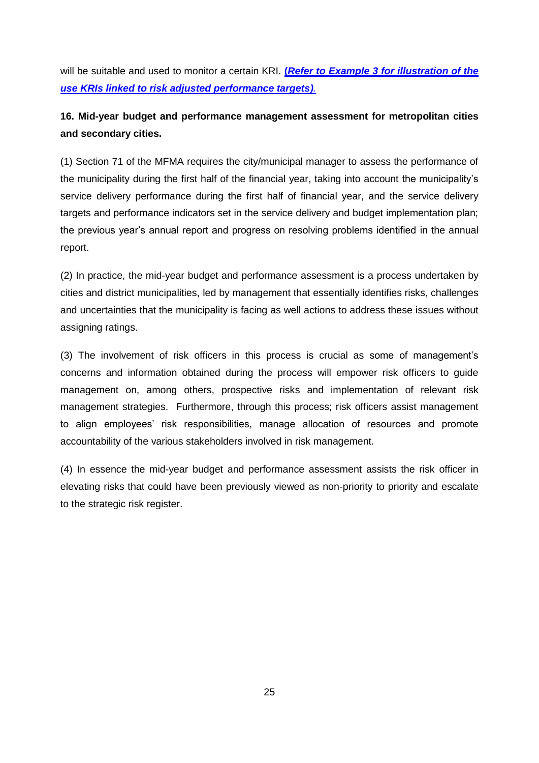will be suitable and used to monitor a certain KRI. ***(Refer to Example 3 for illustration of the use KRIs linked to risk adjusted performance targets)*.**

## 16. Mid-year budget and performance management assessment for metropolitan cities and secondary cities.

(1) Section 71 of the MFMA requires the city/municipal manager to assess the performance of the municipality during the first half of the financial year, taking into account the municipality's service delivery performance during the first half of financial year, and the service delivery targets and performance indicators set in the service delivery and budget implementation plan; the previous year's annual report and progress on resolving problems identified in the annual report.

(2) In practice, the mid-year budget and performance assessment is a process undertaken by cities and district municipalities, led by management that essentially identifies risks, challenges and uncertainties that the municipality is facing as well actions to address these issues without assigning ratings.

(3) The involvement of risk officers in this process is crucial as some of management's concerns and information obtained during the process will empower risk officers to guide management on, among others, prospective risks and implementation of relevant risk management strategies. Furthermore, through this process; risk officers assist management to align employees' risk responsibilities, manage allocation of resources and promote accountability of the various stakeholders involved in risk management.

(4) In essence the mid-year budget and performance assessment assists the risk officer in elevating risks that could have been previously viewed as non-priority to priority and escalate to the strategic risk register.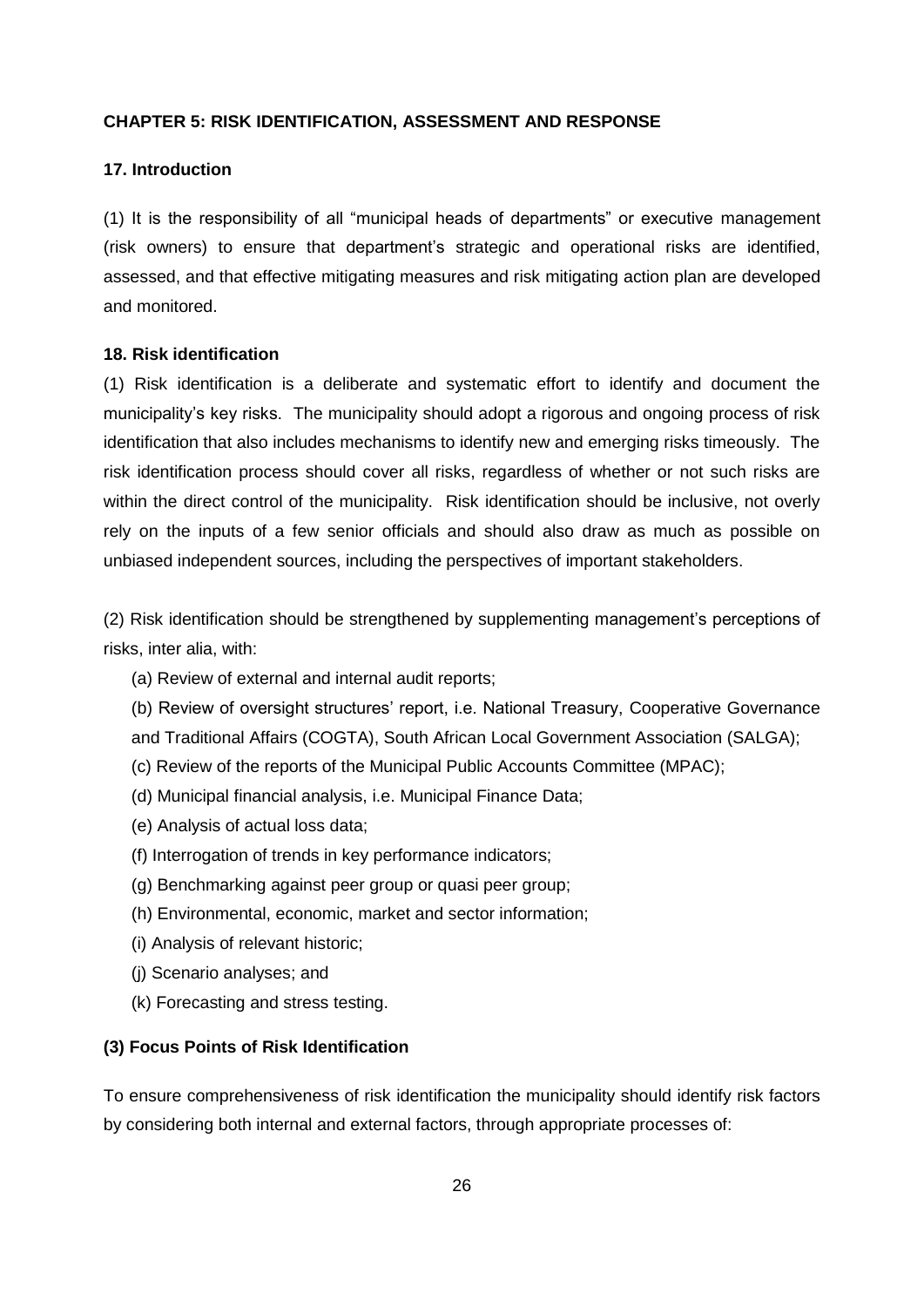## CHAPTER 5: RISK IDENTIFICATION, ASSESSMENT AND RESPONSE

### 17. Introduction

(1) It is the responsibility of all "municipal heads of departments" or executive management (risk owners) to ensure that department's strategic and operational risks are identified, assessed, and that effective mitigating measures and risk mitigating action plan are developed and monitored.

### 18. Risk identification

(1) Risk identification is a deliberate and systematic effort to identify and document the municipality's key risks. The municipality should adopt a rigorous and ongoing process of risk identification that also includes mechanisms to identify new and emerging risks timeously. The risk identification process should cover all risks, regardless of whether or not such risks are within the direct control of the municipality. Risk identification should be inclusive, not overly rely on the inputs of a few senior officials and should also draw as much as possible on unbiased independent sources, including the perspectives of important stakeholders.

(2) Risk identification should be strengthened by supplementing management's perceptions of risks, inter alia, with:

- (a) Review of external and internal audit reports;
- (b) Review of oversight structures' report, i.e. National Treasury, Cooperative Governance and Traditional Affairs (COGTA), South African Local Government Association (SALGA);
- (c) Review of the reports of the Municipal Public Accounts Committee (MPAC);
- (d) Municipal financial analysis, i.e. Municipal Finance Data;
- (e) Analysis of actual loss data;
- (f) Interrogation of trends in key performance indicators;
- (g) Benchmarking against peer group or quasi peer group;
- (h) Environmental, economic, market and sector information;
- (i) Analysis of relevant historic;
- (j) Scenario analyses; and
- (k) Forecasting and stress testing.

**(3) Focus Points of Risk Identification**

To ensure comprehensiveness of risk identification the municipality should identify risk factors by considering both internal and external factors, through appropriate processes of: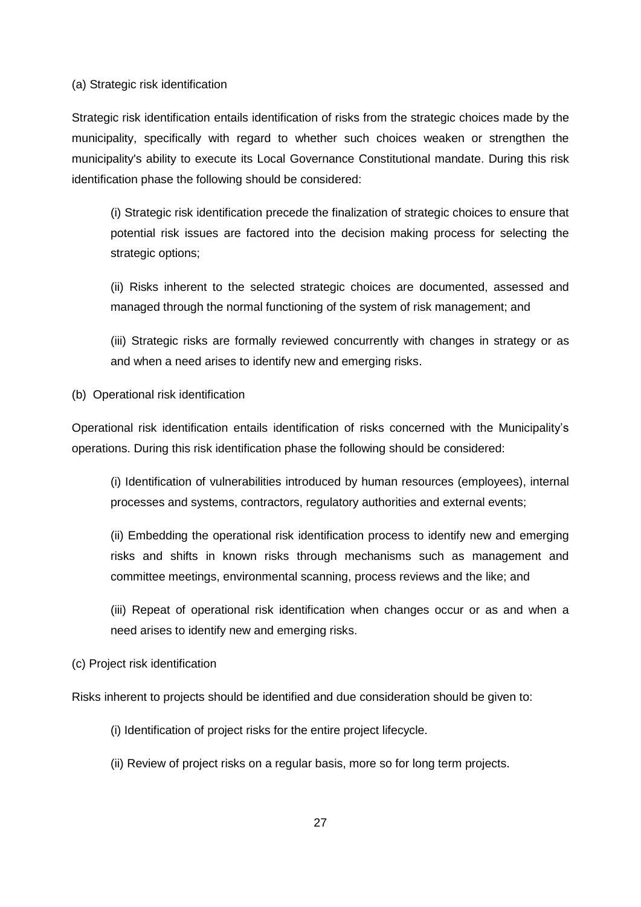(a) Strategic risk identification

Strategic risk identification entails identification of risks from the strategic choices made by the municipality, specifically with regard to whether such choices weaken or strengthen the municipality's ability to execute its Local Governance Constitutional mandate. During this risk identification phase the following should be considered:

(i) Strategic risk identification precede the finalization of strategic choices to ensure that potential risk issues are factored into the decision making process for selecting the strategic options;

(ii) Risks inherent to the selected strategic choices are documented, assessed and managed through the normal functioning of the system of risk management; and

(iii) Strategic risks are formally reviewed concurrently with changes in strategy or as and when a need arises to identify new and emerging risks.

(b) Operational risk identification

Operational risk identification entails identification of risks concerned with the Municipality's operations. During this risk identification phase the following should be considered:

(i) Identification of vulnerabilities introduced by human resources (employees), internal processes and systems, contractors, regulatory authorities and external events;

(ii) Embedding the operational risk identification process to identify new and emerging risks and shifts in known risks through mechanisms such as management and committee meetings, environmental scanning, process reviews and the like; and

(iii) Repeat of operational risk identification when changes occur or as and when a need arises to identify new and emerging risks.

(c) Project risk identification

Risks inherent to projects should be identified and due consideration should be given to:

(i) Identification of project risks for the entire project lifecycle.

(ii) Review of project risks on a regular basis, more so for long term projects.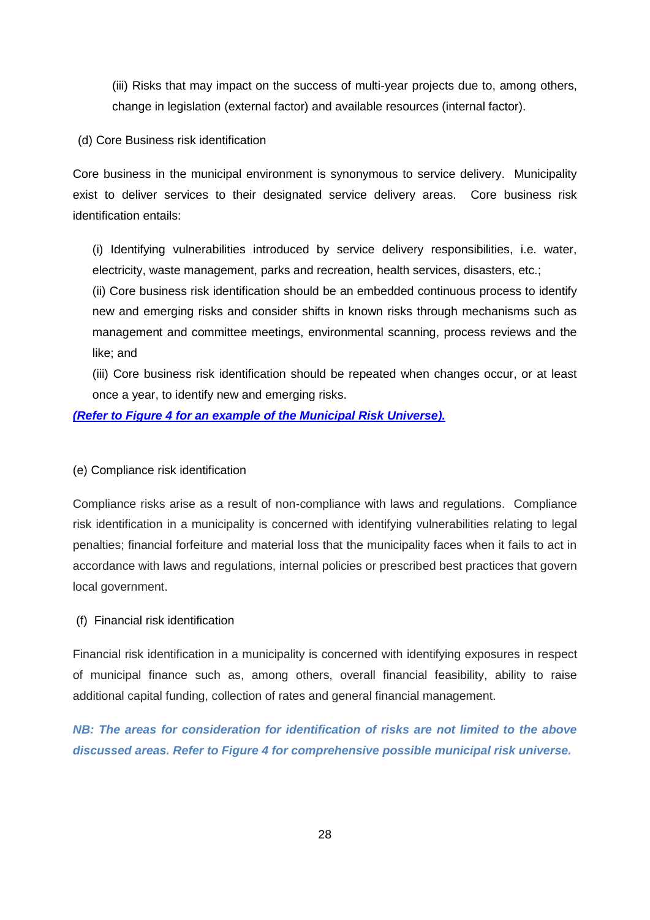(iii) Risks that may impact on the success of multi-year projects due to, among others, change in legislation (external factor) and available resources (internal factor).

(d) Core Business risk identification

Core business in the municipal environment is synonymous to service delivery. Municipality exist to deliver services to their designated service delivery areas. Core business risk identification entails:

(i) Identifying vulnerabilities introduced by service delivery responsibilities, i.e. water, electricity, waste management, parks and recreation, health services, disasters, etc.;

(ii) Core business risk identification should be an embedded continuous process to identify new and emerging risks and consider shifts in known risks through mechanisms such as management and committee meetings, environmental scanning, process reviews and the like; and

(iii) Core business risk identification should be repeated when changes occur, or at least once a year, to identify new and emerging risks.

***(Refer to Figure 4 for an example of the Municipal Risk Universe).***

(e) Compliance risk identification

Compliance risks arise as a result of non-compliance with laws and regulations. Compliance risk identification in a municipality is concerned with identifying vulnerabilities relating to legal penalties; financial forfeiture and material loss that the municipality faces when it fails to act in accordance with laws and regulations, internal policies or prescribed best practices that govern local government.

(f) Financial risk identification

Financial risk identification in a municipality is concerned with identifying exposures in respect of municipal finance such as, among others, overall financial feasibility, ability to raise additional capital funding, collection of rates and general financial management.

***NB: The areas for consideration for identification of risks are not limited to the above discussed areas. Refer to Figure 4 for comprehensive possible municipal risk universe.***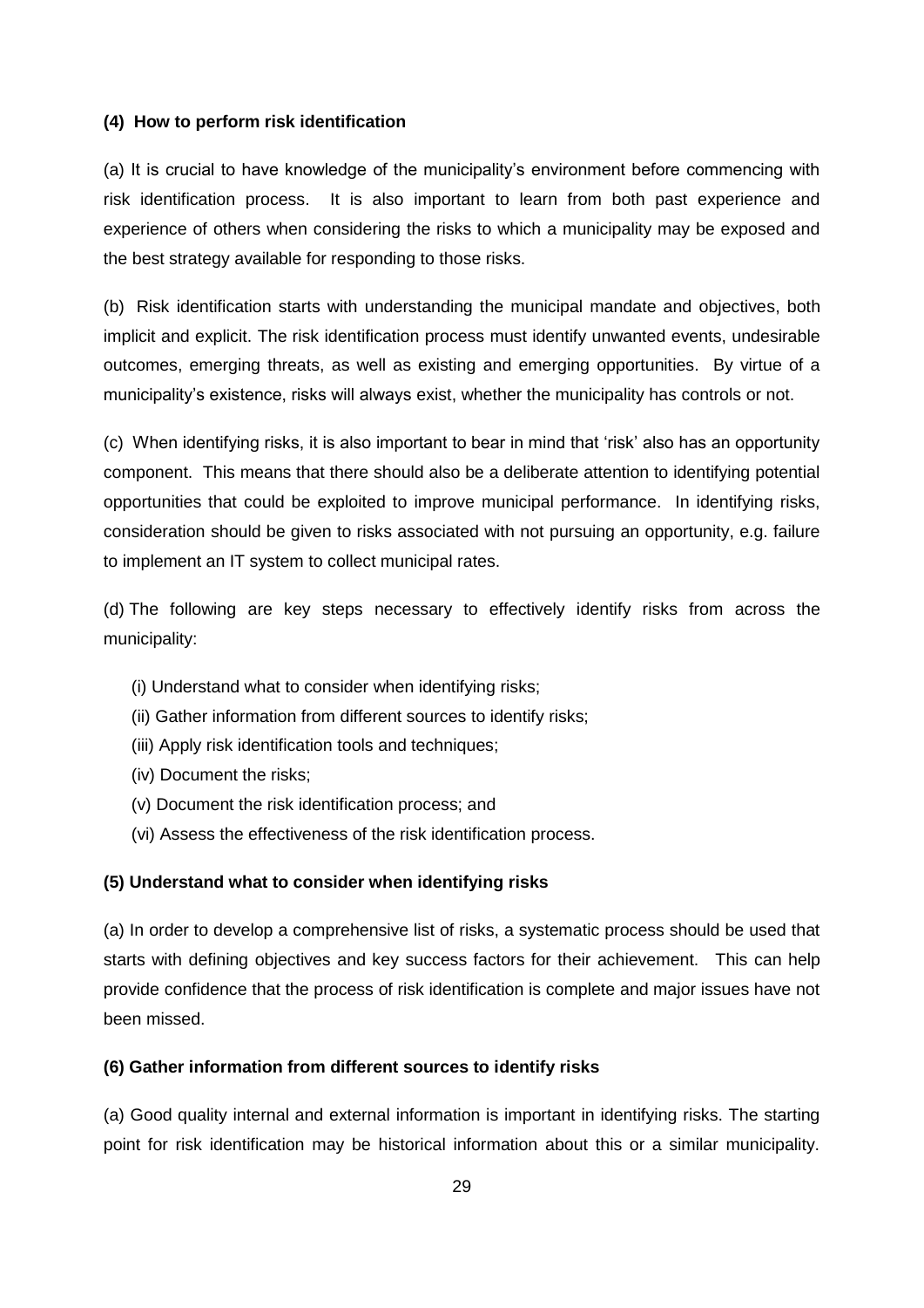**(4) How to perform risk identification**

(a) It is crucial to have knowledge of the municipality's environment before commencing with risk identification process. It is also important to learn from both past experience and experience of others when considering the risks to which a municipality may be exposed and the best strategy available for responding to those risks.

(b) Risk identification starts with understanding the municipal mandate and objectives, both implicit and explicit. The risk identification process must identify unwanted events, undesirable outcomes, emerging threats, as well as existing and emerging opportunities. By virtue of a municipality's existence, risks will always exist, whether the municipality has controls or not.

(c) When identifying risks, it is also important to bear in mind that 'risk' also has an opportunity component. This means that there should also be a deliberate attention to identifying potential opportunities that could be exploited to improve municipal performance. In identifying risks, consideration should be given to risks associated with not pursuing an opportunity, e.g. failure to implement an IT system to collect municipal rates.

(d) The following are key steps necessary to effectively identify risks from across the municipality:

- (i) Understand what to consider when identifying risks;
- (ii) Gather information from different sources to identify risks;
- (iii) Apply risk identification tools and techniques;
- (iv) Document the risks;
- (v) Document the risk identification process; and
- (vi) Assess the effectiveness of the risk identification process.

**(5) Understand what to consider when identifying risks**

(a) In order to develop a comprehensive list of risks, a systematic process should be used that starts with defining objectives and key success factors for their achievement. This can help provide confidence that the process of risk identification is complete and major issues have not been missed.

**(6) Gather information from different sources to identify risks**

(a) Good quality internal and external information is important in identifying risks. The starting point for risk identification may be historical information about this or a similar municipality.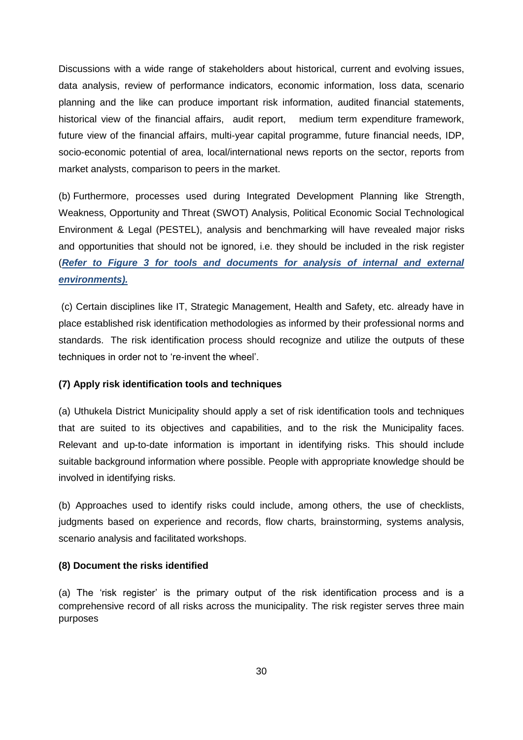Discussions with a wide range of stakeholders about historical, current and evolving issues, data analysis, review of performance indicators, economic information, loss data, scenario planning and the like can produce important risk information, audited financial statements, historical view of the financial affairs, audit report, medium term expenditure framework, future view of the financial affairs, multi-year capital programme, future financial needs, IDP, socio-economic potential of area, local/international news reports on the sector, reports from market analysts, comparison to peers in the market.

(b) Furthermore, processes used during Integrated Development Planning like Strength, Weakness, Opportunity and Threat (SWOT) Analysis, Political Economic Social Technological Environment & Legal (PESTEL), analysis and benchmarking will have revealed major risks and opportunities that should not be ignored, i.e. they should be included in the risk register (***Refer to Figure 3 for tools and documents for analysis of internal and external environments).***

(c) Certain disciplines like IT, Strategic Management, Health and Safety, etc. already have in place established risk identification methodologies as informed by their professional norms and standards. The risk identification process should recognize and utilize the outputs of these techniques in order not to 're-invent the wheel'.

**(7) Apply risk identification tools and techniques**

(a) Uthukela District Municipality should apply a set of risk identification tools and techniques that are suited to its objectives and capabilities, and to the risk the Municipality faces. Relevant and up-to-date information is important in identifying risks. This should include suitable background information where possible. People with appropriate knowledge should be involved in identifying risks.

(b) Approaches used to identify risks could include, among others, the use of checklists, judgments based on experience and records, flow charts, brainstorming, systems analysis, scenario analysis and facilitated workshops.

**(8) Document the risks identified**

(a) The 'risk register' is the primary output of the risk identification process and is a comprehensive record of all risks across the municipality. The risk register serves three main purposes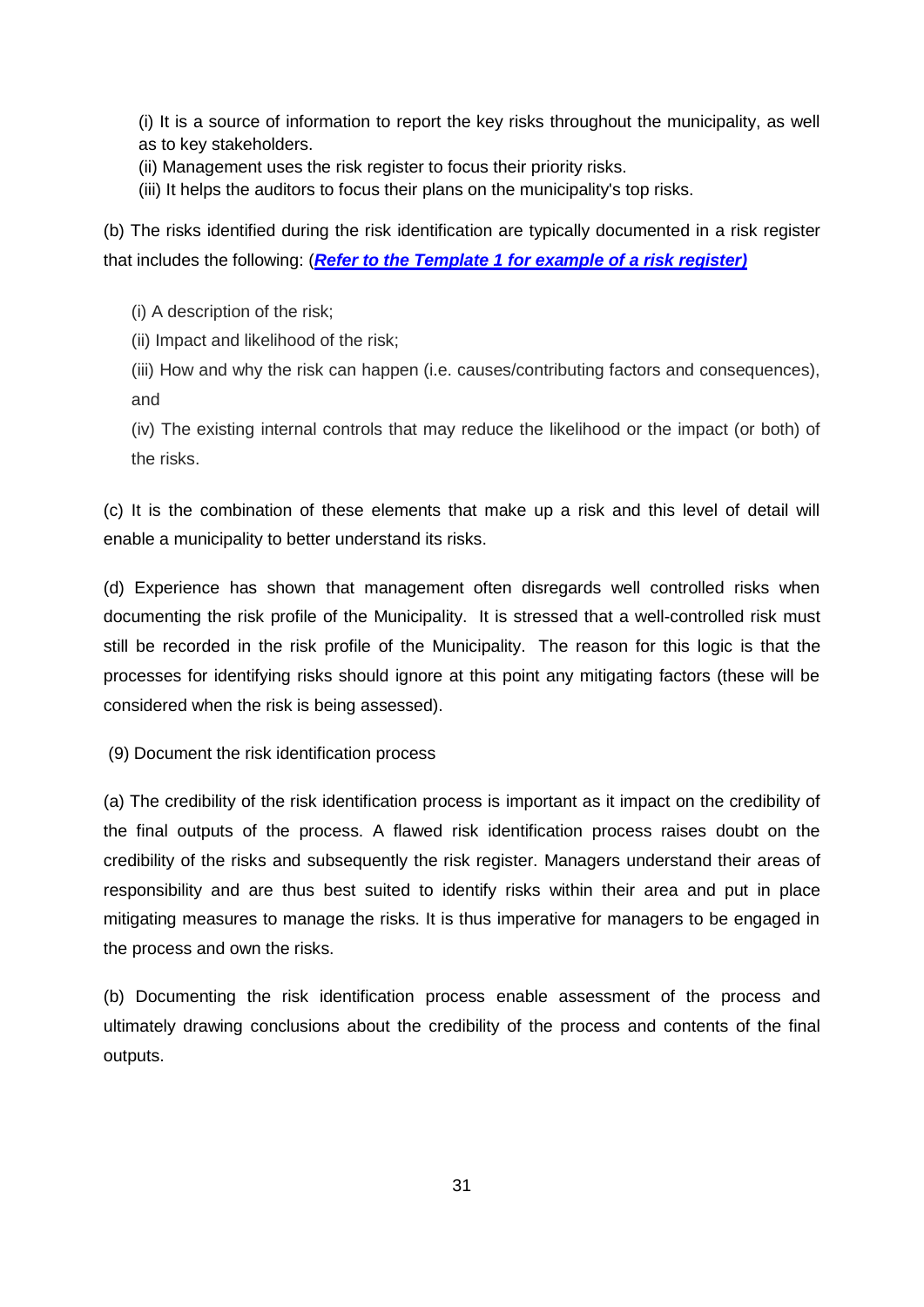(i) It is a source of information to report the key risks throughout the municipality, as well as to key stakeholders.

(ii) Management uses the risk register to focus their priority risks.

(iii) It helps the auditors to focus their plans on the municipality's top risks.

(b) The risks identified during the risk identification are typically documented in a risk register that includes the following: (***Refer to the Template 1 for example of a risk register)***

(i) A description of the risk;

(ii) Impact and likelihood of the risk;

(iii) How and why the risk can happen (i.e. causes/contributing factors and consequences), and

(iv) The existing internal controls that may reduce the likelihood or the impact (or both) of the risks.

(c) It is the combination of these elements that make up a risk and this level of detail will enable a municipality to better understand its risks.

(d) Experience has shown that management often disregards well controlled risks when documenting the risk profile of the Municipality. It is stressed that a well-controlled risk must still be recorded in the risk profile of the Municipality. The reason for this logic is that the processes for identifying risks should ignore at this point any mitigating factors (these will be considered when the risk is being assessed).

(9) Document the risk identification process

(a) The credibility of the risk identification process is important as it impact on the credibility of the final outputs of the process. A flawed risk identification process raises doubt on the credibility of the risks and subsequently the risk register. Managers understand their areas of responsibility and are thus best suited to identify risks within their area and put in place mitigating measures to manage the risks. It is thus imperative for managers to be engaged in the process and own the risks.

(b) Documenting the risk identification process enable assessment of the process and ultimately drawing conclusions about the credibility of the process and contents of the final outputs.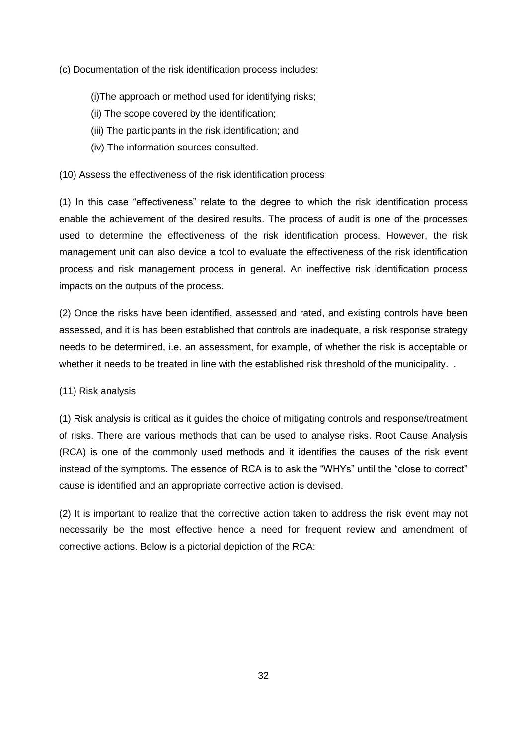(c) Documentation of the risk identification process includes:

(i)The approach or method used for identifying risks;

(ii) The scope covered by the identification;

(iii) The participants in the risk identification; and

(iv) The information sources consulted.

(10) Assess the effectiveness of the risk identification process

(1) In this case “effectiveness” relate to the degree to which the risk identification process enable the achievement of the desired results. The process of audit is one of the processes used to determine the effectiveness of the risk identification process. However, the risk management unit can also device a tool to evaluate the effectiveness of the risk identification process and risk management process in general. An ineffective risk identification process impacts on the outputs of the process.

(2) Once the risks have been identified, assessed and rated, and existing controls have been assessed, and it is has been established that controls are inadequate, a risk response strategy needs to be determined, i.e. an assessment, for example, of whether the risk is acceptable or whether it needs to be treated in line with the established risk threshold of the municipality. .

(11) Risk analysis

(1) Risk analysis is critical as it guides the choice of mitigating controls and response/treatment of risks. There are various methods that can be used to analyse risks. Root Cause Analysis (RCA) is one of the commonly used methods and it identifies the causes of the risk event instead of the symptoms. The essence of RCA is to ask the “WHYs” until the “close to correct” cause is identified and an appropriate corrective action is devised.

(2) It is important to realize that the corrective action taken to address the risk event may not necessarily be the most effective hence a need for frequent review and amendment of corrective actions. Below is a pictorial depiction of the RCA: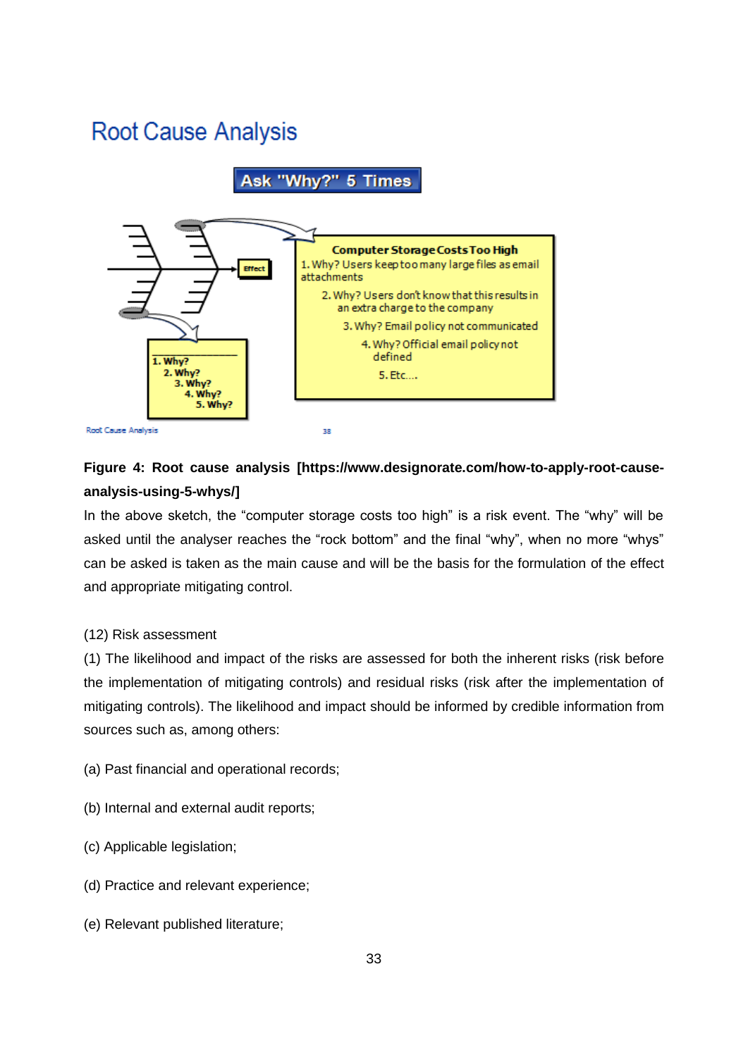## Root Cause Analysis

**Ask "Why?" 5 Times**

**Computer Storage Costs Too High**

1. Why? Users keep too many large files as email attachments
2. Why? Users don't know that this results in an extra charge to the company
3. Why? Email policy not communicated
4. Why? Official email policy not defined
5. Etc....

Effect

1. Why?
2. Why?
3. Why?
4. Why?
5. Why?

**Figure 4: Root cause analysis [https://www.designorate.com/how-to-apply-root-cause-analysis-using-5-whys/]**

In the above sketch, the "computer storage costs too high" is a risk event. The "why" will be asked until the analyser reaches the "rock bottom" and the final "why", when no more "whys" can be asked is taken as the main cause and will be the basis for the formulation of the effect and appropriate mitigating control.

(12) Risk assessment

(1) The likelihood and impact of the risks are assessed for both the inherent risks (risk before the implementation of mitigating controls) and residual risks (risk after the implementation of mitigating controls). The likelihood and impact should be informed by credible information from sources such as, among others:

(a) Past financial and operational records;

(b) Internal and external audit reports;

(c) Applicable legislation;

(d) Practice and relevant experience;

(e) Relevant published literature;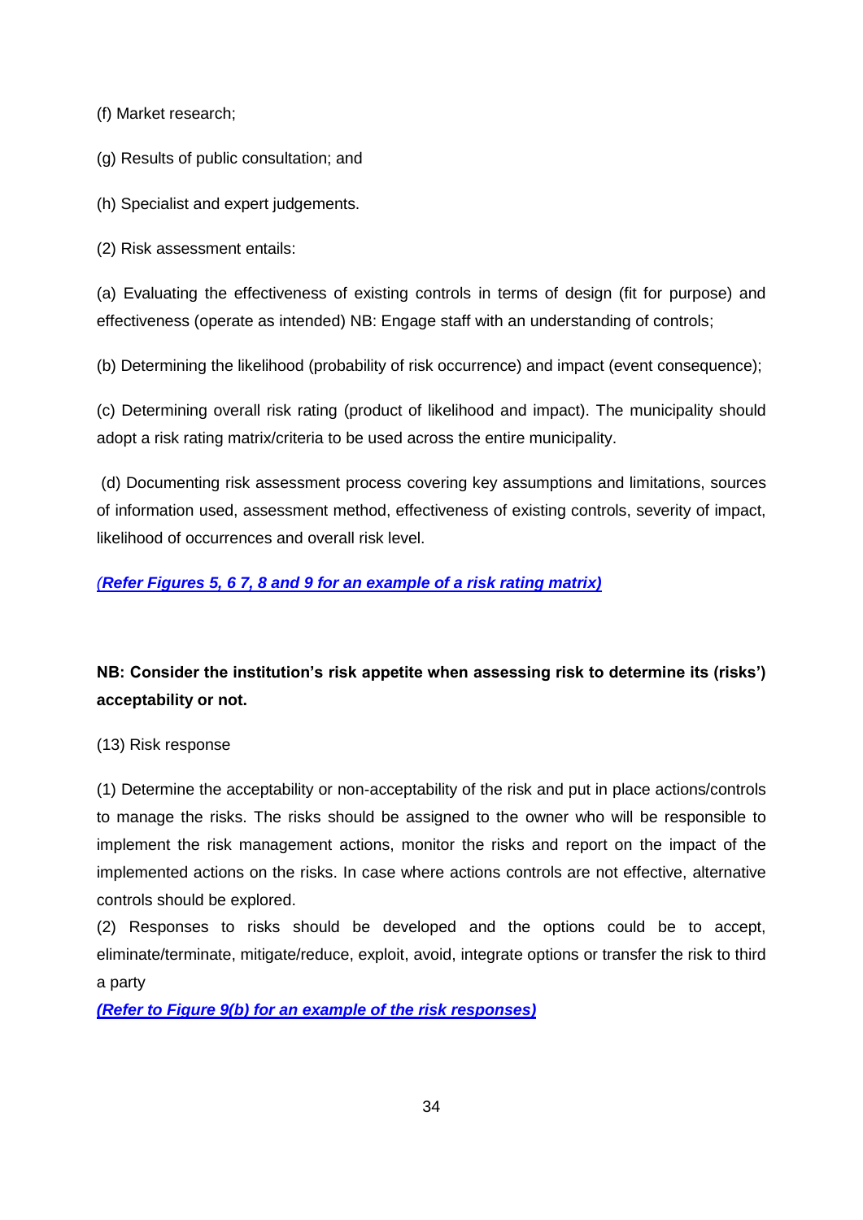(f) Market research;

(g) Results of public consultation; and

(h) Specialist and expert judgements.

(2) Risk assessment entails:

(a) Evaluating the effectiveness of existing controls in terms of design (fit for purpose) and effectiveness (operate as intended) NB: Engage staff with an understanding of controls;

(b) Determining the likelihood (probability of risk occurrence) and impact (event consequence);

(c) Determining overall risk rating (product of likelihood and impact). The municipality should adopt a risk rating matrix/criteria to be used across the entire municipality.

(d) Documenting risk assessment process covering key assumptions and limitations, sources of information used, assessment method, effectiveness of existing controls, severity of impact, likelihood of occurrences and overall risk level.

*(**Refer Figures 5, 6 7, 8 and 9 for an example of a risk rating matrix)***

**NB: Consider the institution's risk appetite when assessing risk to determine its (risks') acceptability or not.**

(13) Risk response

(1) Determine the acceptability or non-acceptability of the risk and put in place actions/controls to manage the risks. The risks should be assigned to the owner who will be responsible to implement the risk management actions, monitor the risks and report on the impact of the implemented actions on the risks. In case where actions controls are not effective, alternative controls should be explored.

(2) Responses to risks should be developed and the options could be to accept, eliminate/terminate, mitigate/reduce, exploit, avoid, integrate options or transfer the risk to third a party

***(Refer to Figure 9(b) for an example of the risk responses)***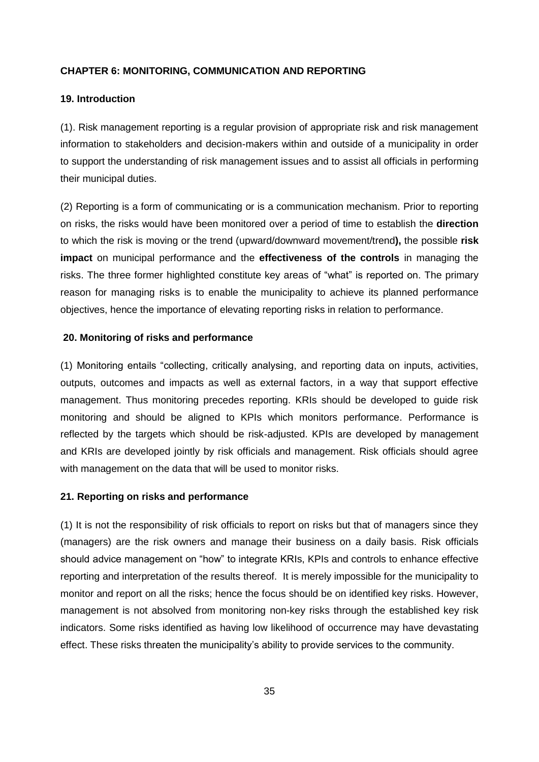**CHAPTER 6: MONITORING, COMMUNICATION AND REPORTING**

**19. Introduction**

(1). Risk management reporting is a regular provision of appropriate risk and risk management information to stakeholders and decision-makers within and outside of a municipality in order to support the understanding of risk management issues and to assist all officials in performing their municipal duties.

(2) Reporting is a form of communicating or is a communication mechanism. Prior to reporting on risks, the risks would have been monitored over a period of time to establish the **direction** to which the risk is moving or the trend (upward/downward movement/trend**),** the possible **risk impact** on municipal performance and the **effectiveness of the controls** in managing the risks. The three former highlighted constitute key areas of "what" is reported on. The primary reason for managing risks is to enable the municipality to achieve its planned performance objectives, hence the importance of elevating reporting risks in relation to performance.

**20. Monitoring of risks and performance**

(1) Monitoring entails "collecting, critically analysing, and reporting data on inputs, activities, outputs, outcomes and impacts as well as external factors, in a way that support effective management. Thus monitoring precedes reporting. KRIs should be developed to guide risk monitoring and should be aligned to KPIs which monitors performance. Performance is reflected by the targets which should be risk-adjusted. KPIs are developed by management and KRIs are developed jointly by risk officials and management. Risk officials should agree with management on the data that will be used to monitor risks.

**21. Reporting on risks and performance**

(1) It is not the responsibility of risk officials to report on risks but that of managers since they (managers) are the risk owners and manage their business on a daily basis. Risk officials should advice management on "how" to integrate KRIs, KPIs and controls to enhance effective reporting and interpretation of the results thereof. It is merely impossible for the municipality to monitor and report on all the risks; hence the focus should be on identified key risks. However, management is not absolved from monitoring non-key risks through the established key risk indicators. Some risks identified as having low likelihood of occurrence may have devastating effect. These risks threaten the municipality's ability to provide services to the community.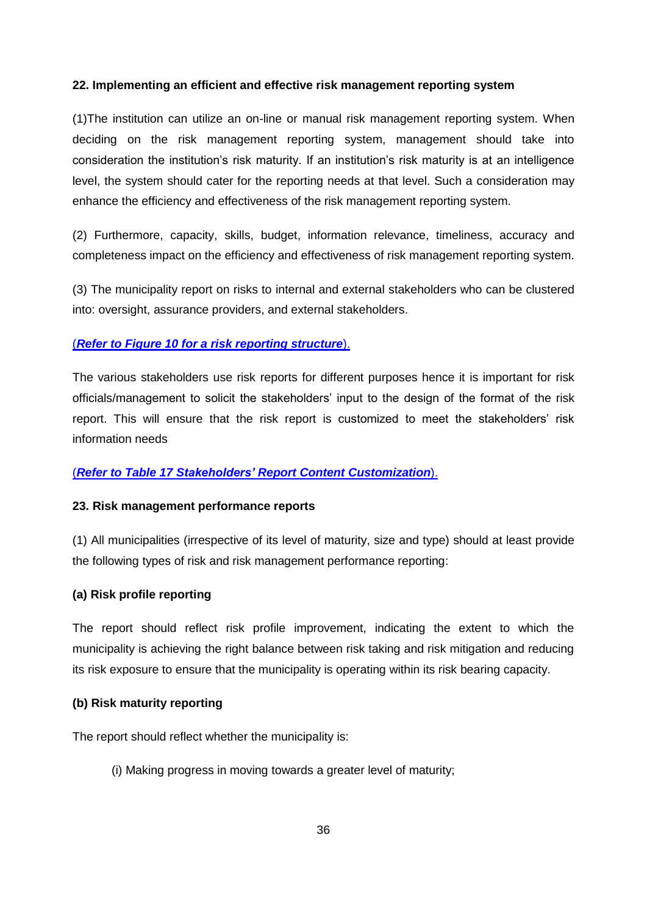**22. Implementing an efficient and effective risk management reporting system**

(1)The institution can utilize an on-line or manual risk management reporting system. When deciding on the risk management reporting system, management should take into consideration the institution's risk maturity. If an institution's risk maturity is at an intelligence level, the system should cater for the reporting needs at that level. Such a consideration may enhance the efficiency and effectiveness of the risk management reporting system.

(2) Furthermore, capacity, skills, budget, information relevance, timeliness, accuracy and completeness impact on the efficiency and effectiveness of risk management reporting system.

(3) The municipality report on risks to internal and external stakeholders who can be clustered into: oversight, assurance providers, and external stakeholders.

(***Refer to Figure 10 for a risk reporting structure***).

The various stakeholders use risk reports for different purposes hence it is important for risk officials/management to solicit the stakeholders' input to the design of the format of the risk report. This will ensure that the risk report is customized to meet the stakeholders' risk information needs

(***Refer to Table 17 Stakeholders' Report Content Customization***).

**23. Risk management performance reports**

(1) All municipalities (irrespective of its level of maturity, size and type) should at least provide the following types of risk and risk management performance reporting:

**(a) Risk profile reporting**

The report should reflect risk profile improvement, indicating the extent to which the municipality is achieving the right balance between risk taking and risk mitigation and reducing its risk exposure to ensure that the municipality is operating within its risk bearing capacity.

**(b) Risk maturity reporting**

The report should reflect whether the municipality is:

(i) Making progress in moving towards a greater level of maturity;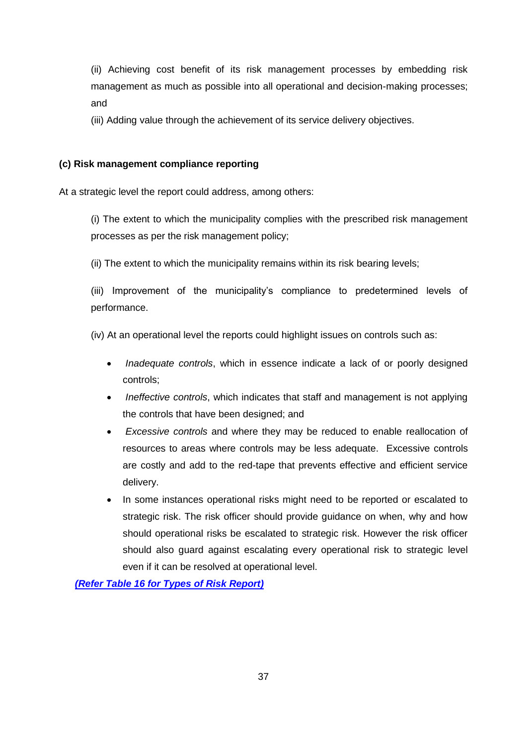(ii) Achieving cost benefit of its risk management processes by embedding risk management as much as possible into all operational and decision-making processes; and

(iii) Adding value through the achievement of its service delivery objectives.

**(c) Risk management compliance reporting**

At a strategic level the report could address, among others:

(i) The extent to which the municipality complies with the prescribed risk management processes as per the risk management policy;

(ii) The extent to which the municipality remains within its risk bearing levels;

(iii) Improvement of the municipality's compliance to predetermined levels of performance.

(iv) At an operational level the reports could highlight issues on controls such as:

- *Inadequate controls*, which in essence indicate a lack of or poorly designed controls;
- *Ineffective controls*, which indicates that staff and management is not applying the controls that have been designed; and
- *Excessive controls* and where they may be reduced to enable reallocation of resources to areas where controls may be less adequate. Excessive controls are costly and add to the red-tape that prevents effective and efficient service delivery.
- In some instances operational risks might need to be reported or escalated to strategic risk. The risk officer should provide guidance on when, why and how should operational risks be escalated to strategic risk. However the risk officer should also guard against escalating every operational risk to strategic level even if it can be resolved at operational level.

***(Refer Table 16 for Types of Risk Report)***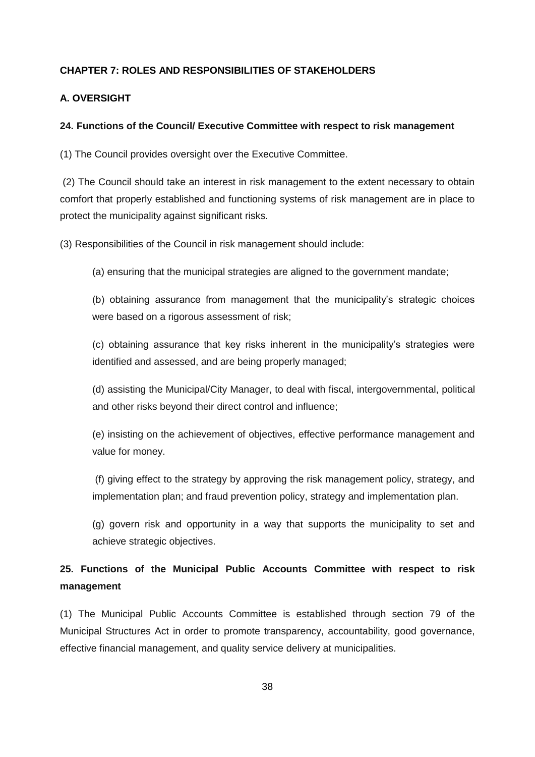**CHAPTER 7: ROLES AND RESPONSIBILITIES OF STAKEHOLDERS**

**A. OVERSIGHT**

**24. Functions of the Council/ Executive Committee with respect to risk management**

(1) The Council provides oversight over the Executive Committee.

(2) The Council should take an interest in risk management to the extent necessary to obtain comfort that properly established and functioning systems of risk management are in place to protect the municipality against significant risks.

(3) Responsibilities of the Council in risk management should include:

(a) ensuring that the municipal strategies are aligned to the government mandate;

(b) obtaining assurance from management that the municipality's strategic choices were based on a rigorous assessment of risk;

(c) obtaining assurance that key risks inherent in the municipality's strategies were identified and assessed, and are being properly managed;

(d) assisting the Municipal/City Manager, to deal with fiscal, intergovernmental, political and other risks beyond their direct control and influence;

(e) insisting on the achievement of objectives, effective performance management and value for money.

(f) giving effect to the strategy by approving the risk management policy, strategy, and implementation plan; and fraud prevention policy, strategy and implementation plan.

(g) govern risk and opportunity in a way that supports the municipality to set and achieve strategic objectives.

**25. Functions of the Municipal Public Accounts Committee with respect to risk management**

(1) The Municipal Public Accounts Committee is established through section 79 of the Municipal Structures Act in order to promote transparency, accountability, good governance, effective financial management, and quality service delivery at municipalities.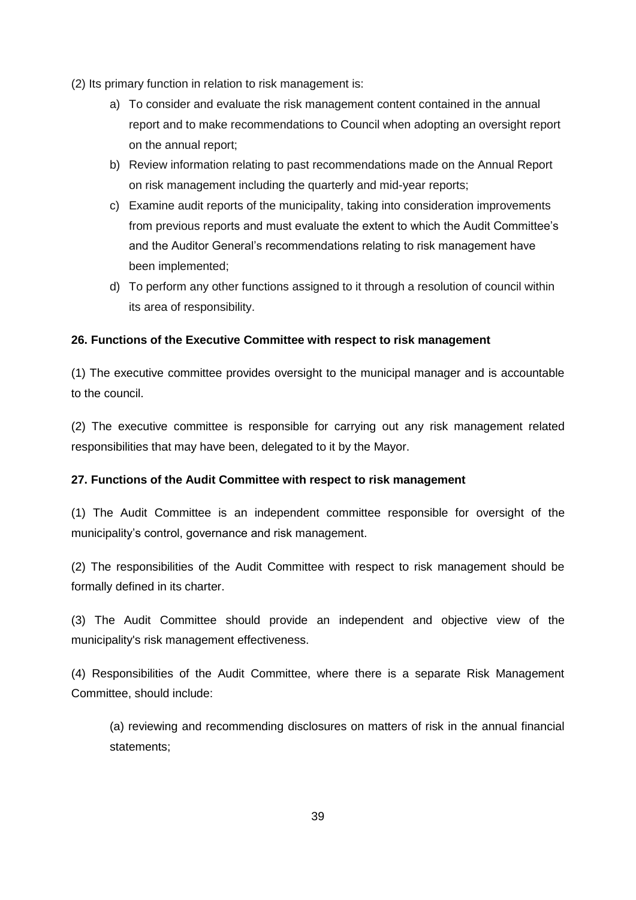(2) Its primary function in relation to risk management is:

a) To consider and evaluate the risk management content contained in the annual report and to make recommendations to Council when adopting an oversight report on the annual report;
b) Review information relating to past recommendations made on the Annual Report on risk management including the quarterly and mid-year reports;
c) Examine audit reports of the municipality, taking into consideration improvements from previous reports and must evaluate the extent to which the Audit Committee's and the Auditor General's recommendations relating to risk management have been implemented;
d) To perform any other functions assigned to it through a resolution of council within its area of responsibility.

**26. Functions of the Executive Committee with respect to risk management**

(1) The executive committee provides oversight to the municipal manager and is accountable to the council.

(2) The executive committee is responsible for carrying out any risk management related responsibilities that may have been, delegated to it by the Mayor.

**27. Functions of the Audit Committee with respect to risk management**

(1) The Audit Committee is an independent committee responsible for oversight of the municipality's control, governance and risk management.

(2) The responsibilities of the Audit Committee with respect to risk management should be formally defined in its charter.

(3) The Audit Committee should provide an independent and objective view of the municipality's risk management effectiveness.

(4) Responsibilities of the Audit Committee, where there is a separate Risk Management Committee, should include:

(a) reviewing and recommending disclosures on matters of risk in the annual financial statements;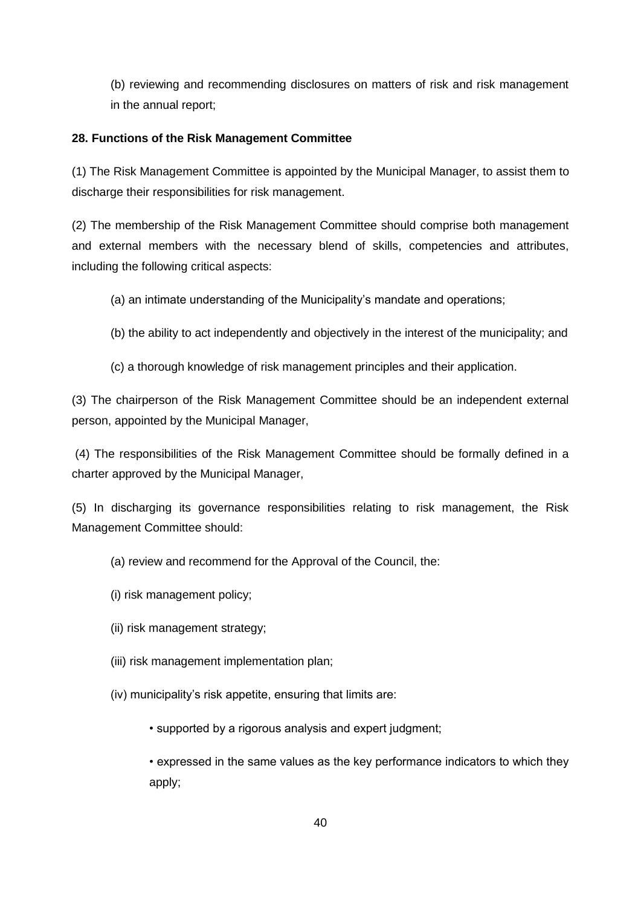(b) reviewing and recommending disclosures on matters of risk and risk management in the annual report;

**28. Functions of the Risk Management Committee**

(1) The Risk Management Committee is appointed by the Municipal Manager, to assist them to discharge their responsibilities for risk management.

(2) The membership of the Risk Management Committee should comprise both management and external members with the necessary blend of skills, competencies and attributes, including the following critical aspects:

(a) an intimate understanding of the Municipality's mandate and operations;

(b) the ability to act independently and objectively in the interest of the municipality; and

(c) a thorough knowledge of risk management principles and their application.

(3) The chairperson of the Risk Management Committee should be an independent external person, appointed by the Municipal Manager,

(4) The responsibilities of the Risk Management Committee should be formally defined in a charter approved by the Municipal Manager,

(5) In discharging its governance responsibilities relating to risk management, the Risk Management Committee should:

(a) review and recommend for the Approval of the Council, the:

(i) risk management policy;

(ii) risk management strategy;

(iii) risk management implementation plan;

(iv) municipality's risk appetite, ensuring that limits are:

- supported by a rigorous analysis and expert judgment;
- expressed in the same values as the key performance indicators to which they apply;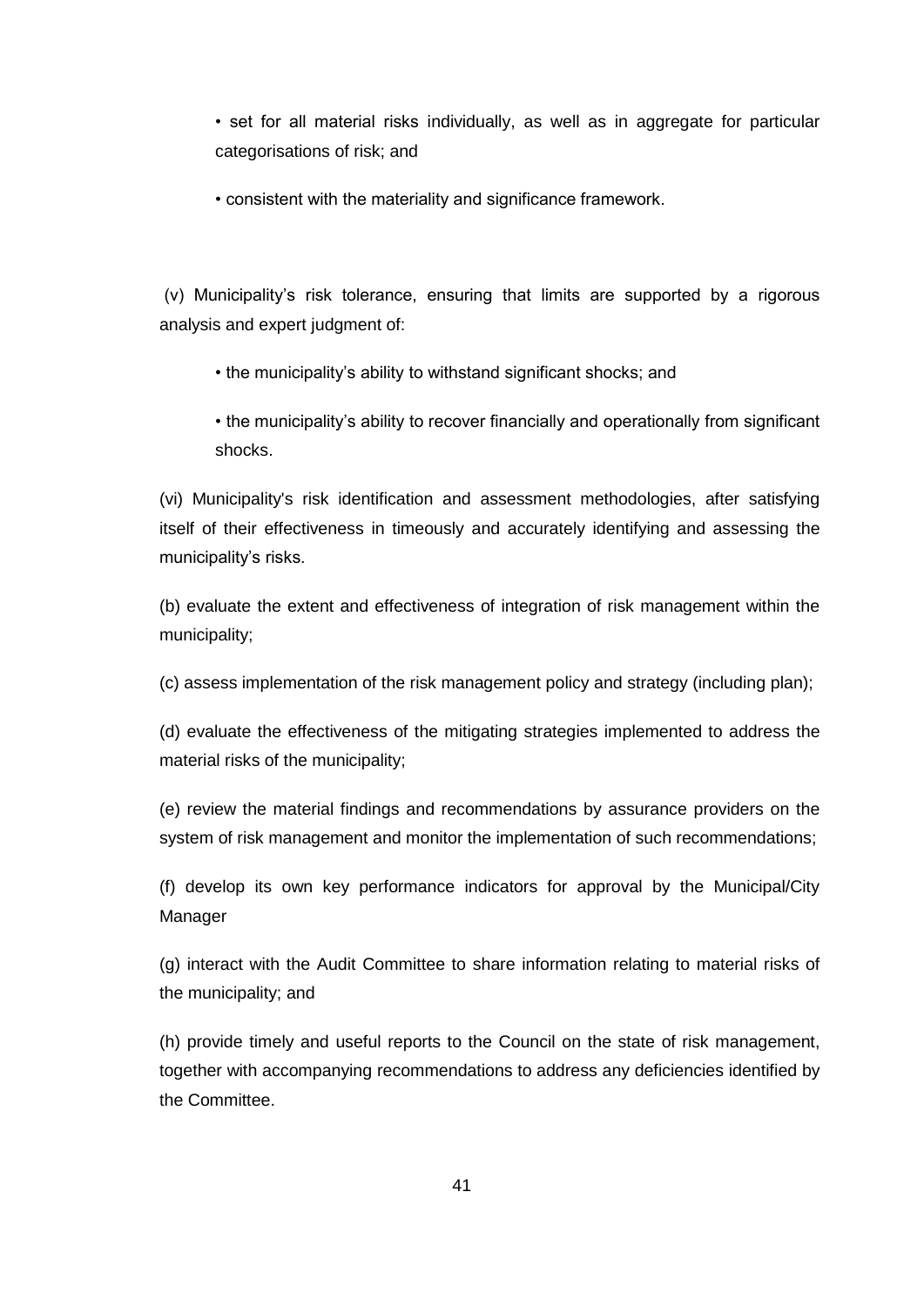- set for all material risks individually, as well as in aggregate for particular categorisations of risk; and
- consistent with the materiality and significance framework.

(v) Municipality's risk tolerance, ensuring that limits are supported by a rigorous analysis and expert judgment of:

- the municipality's ability to withstand significant shocks; and
- the municipality's ability to recover financially and operationally from significant shocks.

(vi) Municipality's risk identification and assessment methodologies, after satisfying itself of their effectiveness in timeously and accurately identifying and assessing the municipality's risks.

(b) evaluate the extent and effectiveness of integration of risk management within the municipality;

(c) assess implementation of the risk management policy and strategy (including plan);

(d) evaluate the effectiveness of the mitigating strategies implemented to address the material risks of the municipality;

(e) review the material findings and recommendations by assurance providers on the system of risk management and monitor the implementation of such recommendations;

(f) develop its own key performance indicators for approval by the Municipal/City Manager

(g) interact with the Audit Committee to share information relating to material risks of the municipality; and

(h) provide timely and useful reports to the Council on the state of risk management, together with accompanying recommendations to address any deficiencies identified by the Committee.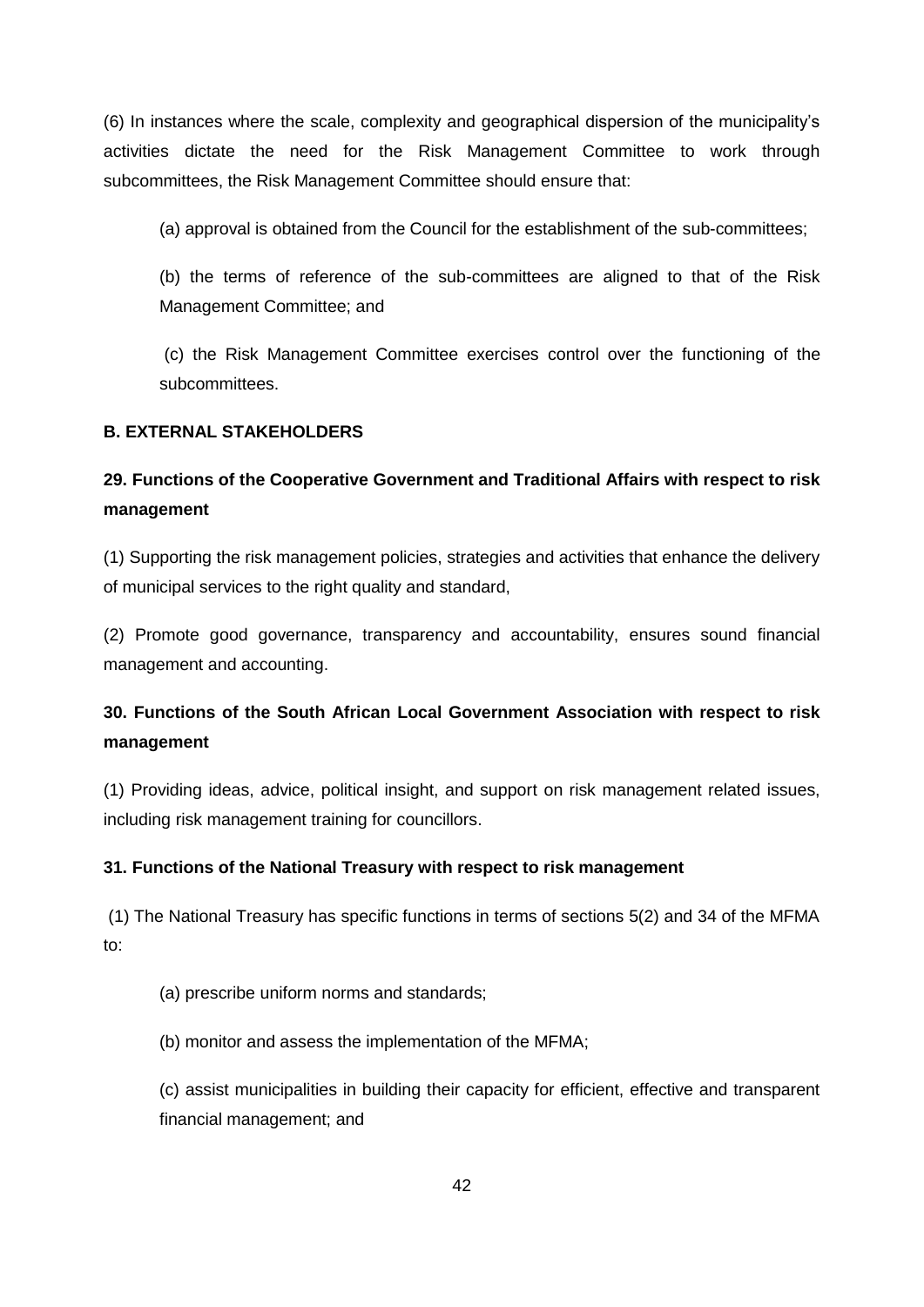(6) In instances where the scale, complexity and geographical dispersion of the municipality's activities dictate the need for the Risk Management Committee to work through subcommittees, the Risk Management Committee should ensure that:

(a) approval is obtained from the Council for the establishment of the sub-committees;

(b) the terms of reference of the sub-committees are aligned to that of the Risk Management Committee; and

(c) the Risk Management Committee exercises control over the functioning of the subcommittees.

**B. EXTERNAL STAKEHOLDERS**

**29. Functions of the Cooperative Government and Traditional Affairs with respect to risk management**

(1) Supporting the risk management policies, strategies and activities that enhance the delivery of municipal services to the right quality and standard,

(2) Promote good governance, transparency and accountability, ensures sound financial management and accounting.

**30. Functions of the South African Local Government Association with respect to risk management**

(1) Providing ideas, advice, political insight, and support on risk management related issues, including risk management training for councillors.

**31. Functions of the National Treasury with respect to risk management**

(1) The National Treasury has specific functions in terms of sections 5(2) and 34 of the MFMA to:

(a) prescribe uniform norms and standards;

(b) monitor and assess the implementation of the MFMA;

(c) assist municipalities in building their capacity for efficient, effective and transparent financial management; and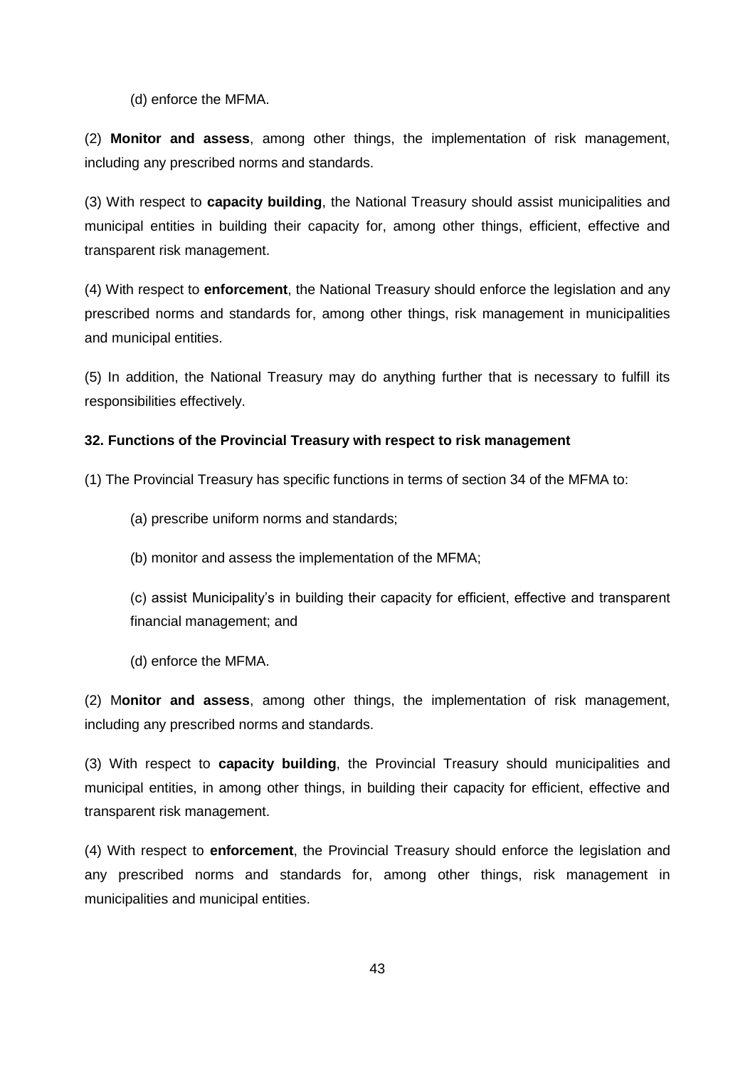(d) enforce the MFMA.

(2) **Monitor and assess**, among other things, the implementation of risk management, including any prescribed norms and standards.

(3) With respect to **capacity building**, the National Treasury should assist municipalities and municipal entities in building their capacity for, among other things, efficient, effective and transparent risk management.

(4) With respect to **enforcement**, the National Treasury should enforce the legislation and any prescribed norms and standards for, among other things, risk management in municipalities and municipal entities.

(5) In addition, the National Treasury may do anything further that is necessary to fulfill its responsibilities effectively.

### 32. Functions of the Provincial Treasury with respect to risk management

(1) The Provincial Treasury has specific functions in terms of section 34 of the MFMA to:

(a) prescribe uniform norms and standards;

(b) monitor and assess the implementation of the MFMA;

(c) assist Municipality's in building their capacity for efficient, effective and transparent financial management; and

(d) enforce the MFMA.

(2) M**onitor and assess**, among other things, the implementation of risk management, including any prescribed norms and standards.

(3) With respect to **capacity building**, the Provincial Treasury should municipalities and municipal entities, in among other things, in building their capacity for efficient, effective and transparent risk management.

(4) With respect to **enforcement**, the Provincial Treasury should enforce the legislation and any prescribed norms and standards for, among other things, risk management in municipalities and municipal entities.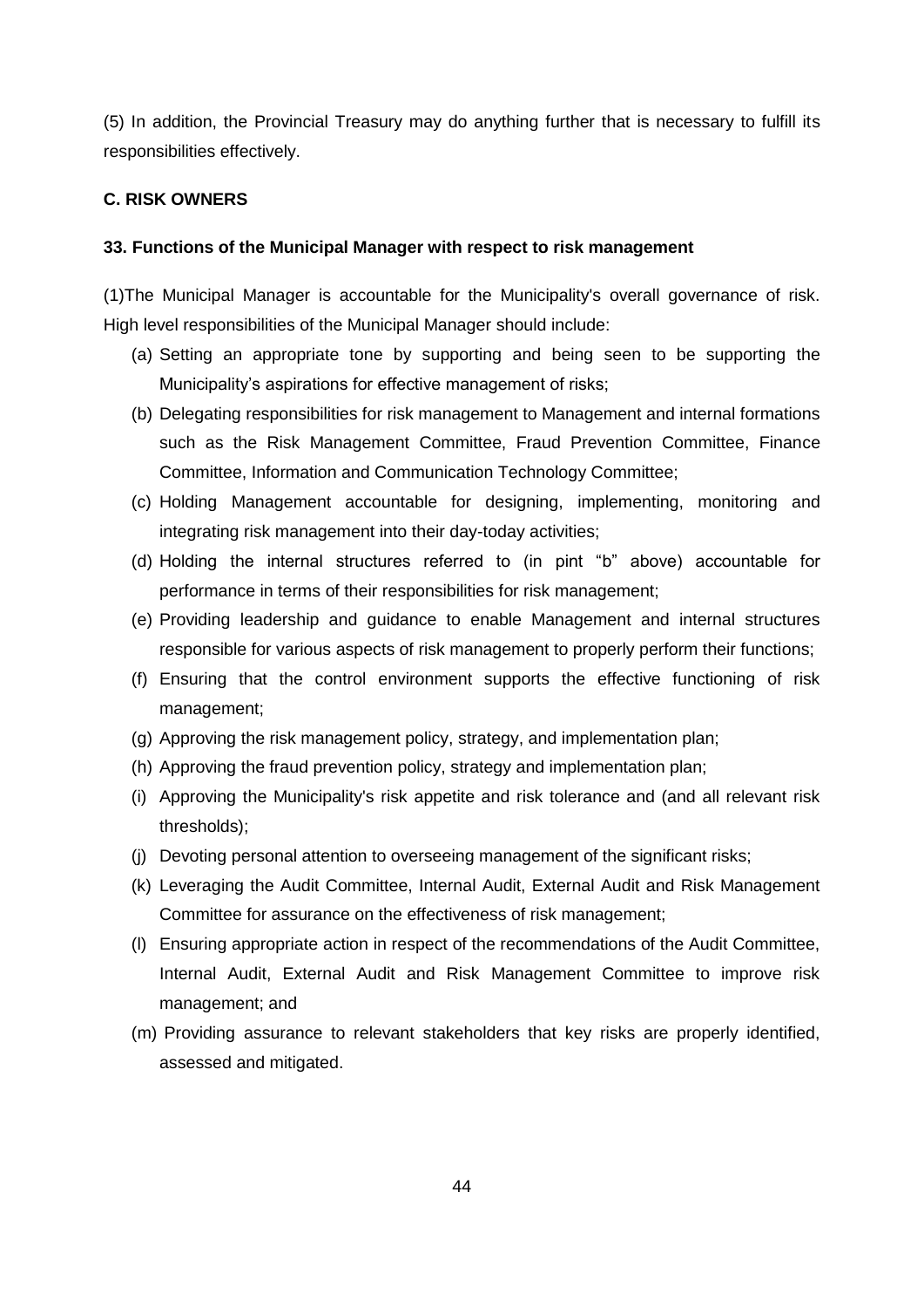(5) In addition, the Provincial Treasury may do anything further that is necessary to fulfill its responsibilities effectively.

### C. RISK OWNERS

#### 33. Functions of the Municipal Manager with respect to risk management

(1)The Municipal Manager is accountable for the Municipality's overall governance of risk. High level responsibilities of the Municipal Manager should include:

(a) Setting an appropriate tone by supporting and being seen to be supporting the Municipality's aspirations for effective management of risks;

(b) Delegating responsibilities for risk management to Management and internal formations such as the Risk Management Committee, Fraud Prevention Committee, Finance Committee, Information and Communication Technology Committee;

(c) Holding Management accountable for designing, implementing, monitoring and integrating risk management into their day-today activities;

(d) Holding the internal structures referred to (in pint "b" above) accountable for performance in terms of their responsibilities for risk management;

(e) Providing leadership and guidance to enable Management and internal structures responsible for various aspects of risk management to properly perform their functions;

(f) Ensuring that the control environment supports the effective functioning of risk management;

(g) Approving the risk management policy, strategy, and implementation plan;

(h) Approving the fraud prevention policy, strategy and implementation plan;

(i) Approving the Municipality's risk appetite and risk tolerance and (and all relevant risk thresholds);

(j) Devoting personal attention to overseeing management of the significant risks;

(k) Leveraging the Audit Committee, Internal Audit, External Audit and Risk Management Committee for assurance on the effectiveness of risk management;

(l) Ensuring appropriate action in respect of the recommendations of the Audit Committee, Internal Audit, External Audit and Risk Management Committee to improve risk management; and

(m) Providing assurance to relevant stakeholders that key risks are properly identified, assessed and mitigated.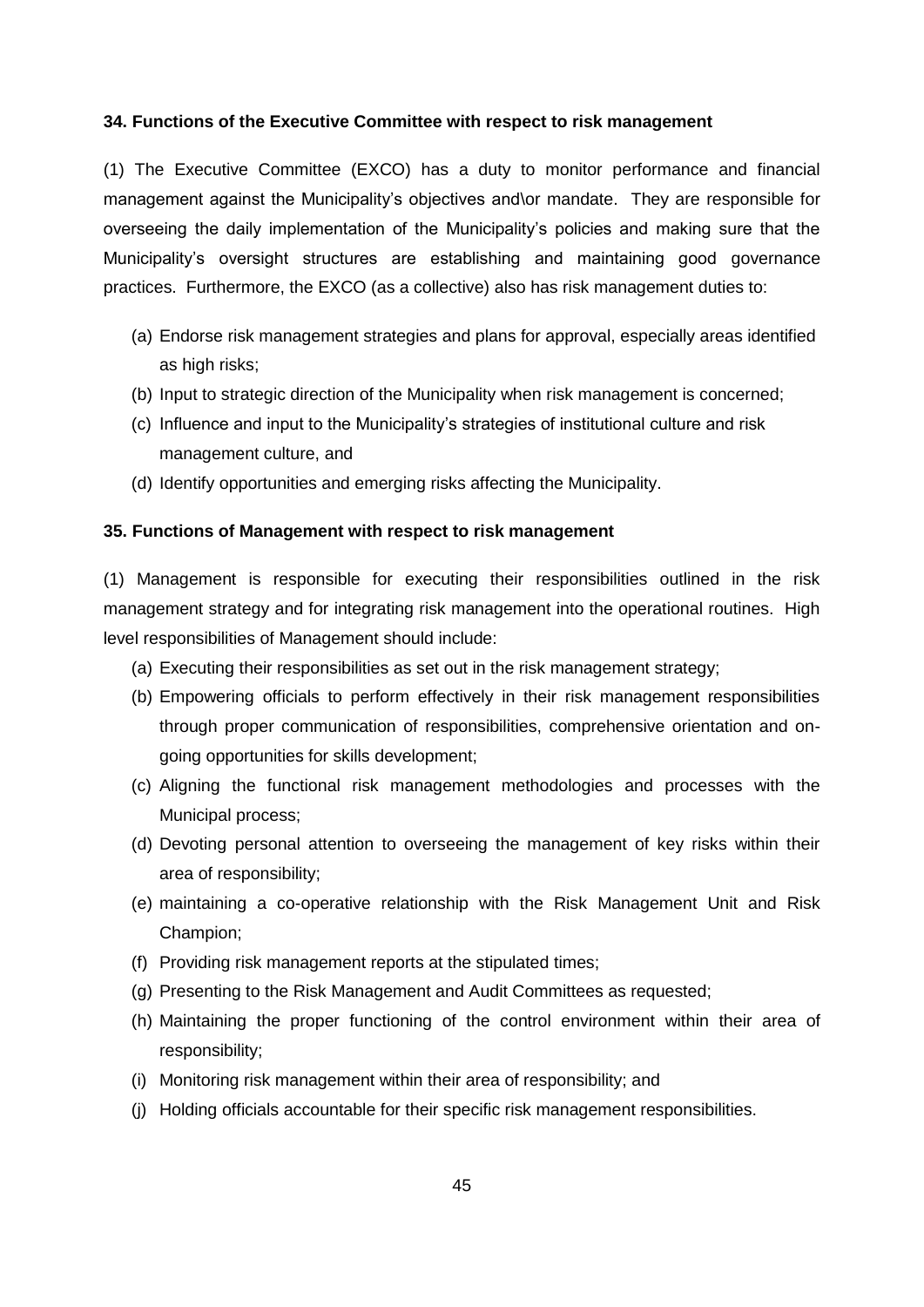**34. Functions of the Executive Committee with respect to risk management**

(1) The Executive Committee (EXCO) has a duty to monitor performance and financial management against the Municipality's objectives and\or mandate. They are responsible for overseeing the daily implementation of the Municipality's policies and making sure that the Municipality's oversight structures are establishing and maintaining good governance practices. Furthermore, the EXCO (as a collective) also has risk management duties to:

(a) Endorse risk management strategies and plans for approval, especially areas identified as high risks;
(b) Input to strategic direction of the Municipality when risk management is concerned;
(c) Influence and input to the Municipality's strategies of institutional culture and risk management culture, and
(d) Identify opportunities and emerging risks affecting the Municipality.

**35. Functions of Management with respect to risk management**

(1) Management is responsible for executing their responsibilities outlined in the risk management strategy and for integrating risk management into the operational routines. High level responsibilities of Management should include:

(a) Executing their responsibilities as set out in the risk management strategy;
(b) Empowering officials to perform effectively in their risk management responsibilities through proper communication of responsibilities, comprehensive orientation and on-going opportunities for skills development;
(c) Aligning the functional risk management methodologies and processes with the Municipal process;
(d) Devoting personal attention to overseeing the management of key risks within their area of responsibility;
(e) maintaining a co-operative relationship with the Risk Management Unit and Risk Champion;
(f) Providing risk management reports at the stipulated times;
(g) Presenting to the Risk Management and Audit Committees as requested;
(h) Maintaining the proper functioning of the control environment within their area of responsibility;
(i) Monitoring risk management within their area of responsibility; and
(j) Holding officials accountable for their specific risk management responsibilities.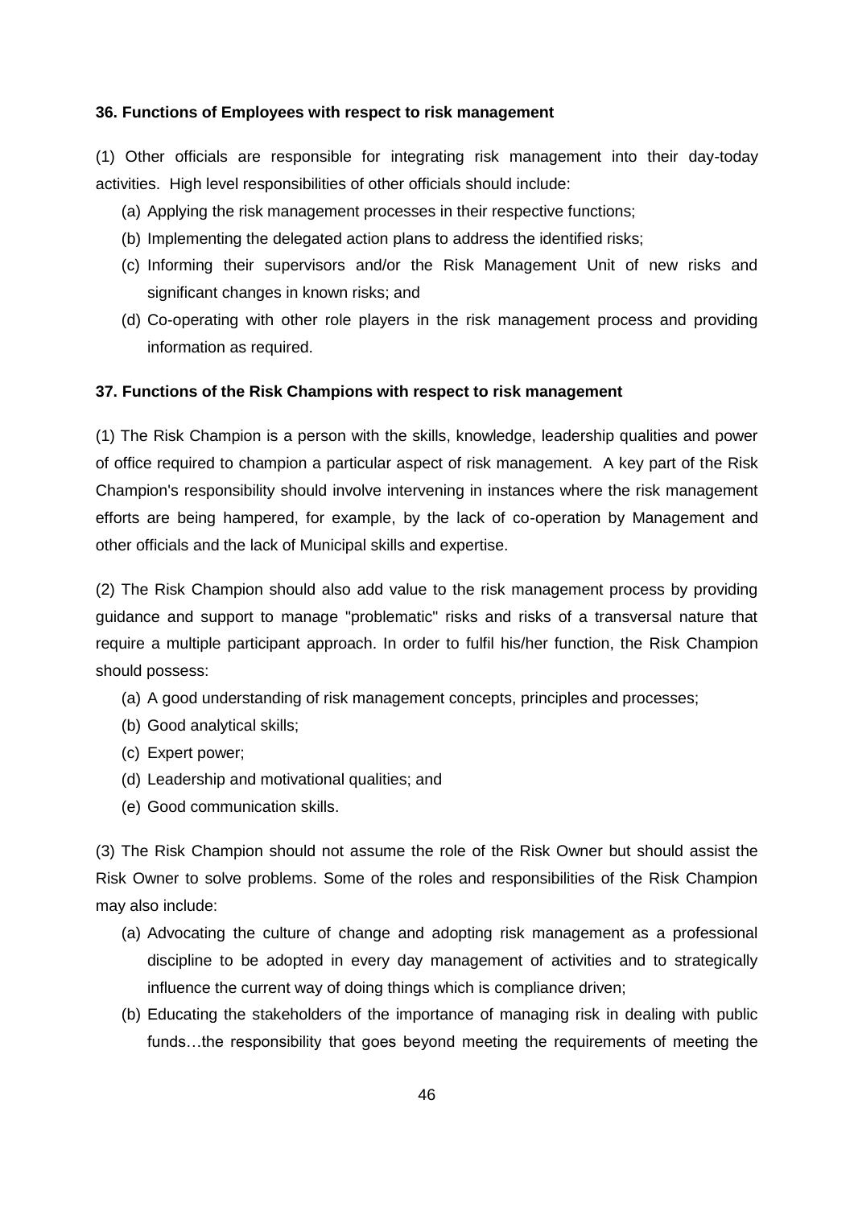**36. Functions of Employees with respect to risk management**

(1) Other officials are responsible for integrating risk management into their day-today activities. High level responsibilities of other officials should include:

(a) Applying the risk management processes in their respective functions;

(b) Implementing the delegated action plans to address the identified risks;

(c) Informing their supervisors and/or the Risk Management Unit of new risks and significant changes in known risks; and

(d) Co-operating with other role players in the risk management process and providing information as required.

**37. Functions of the Risk Champions with respect to risk management**

(1) The Risk Champion is a person with the skills, knowledge, leadership qualities and power of office required to champion a particular aspect of risk management. A key part of the Risk Champion's responsibility should involve intervening in instances where the risk management efforts are being hampered, for example, by the lack of co-operation by Management and other officials and the lack of Municipal skills and expertise.

(2) The Risk Champion should also add value to the risk management process by providing guidance and support to manage "problematic" risks and risks of a transversal nature that require a multiple participant approach. In order to fulfil his/her function, the Risk Champion should possess:

(a) A good understanding of risk management concepts, principles and processes;

(b) Good analytical skills;

(c) Expert power;

(d) Leadership and motivational qualities; and

(e) Good communication skills.

(3) The Risk Champion should not assume the role of the Risk Owner but should assist the Risk Owner to solve problems. Some of the roles and responsibilities of the Risk Champion may also include:

(a) Advocating the culture of change and adopting risk management as a professional discipline to be adopted in every day management of activities and to strategically influence the current way of doing things which is compliance driven;

(b) Educating the stakeholders of the importance of managing risk in dealing with public funds…the responsibility that goes beyond meeting the requirements of meeting the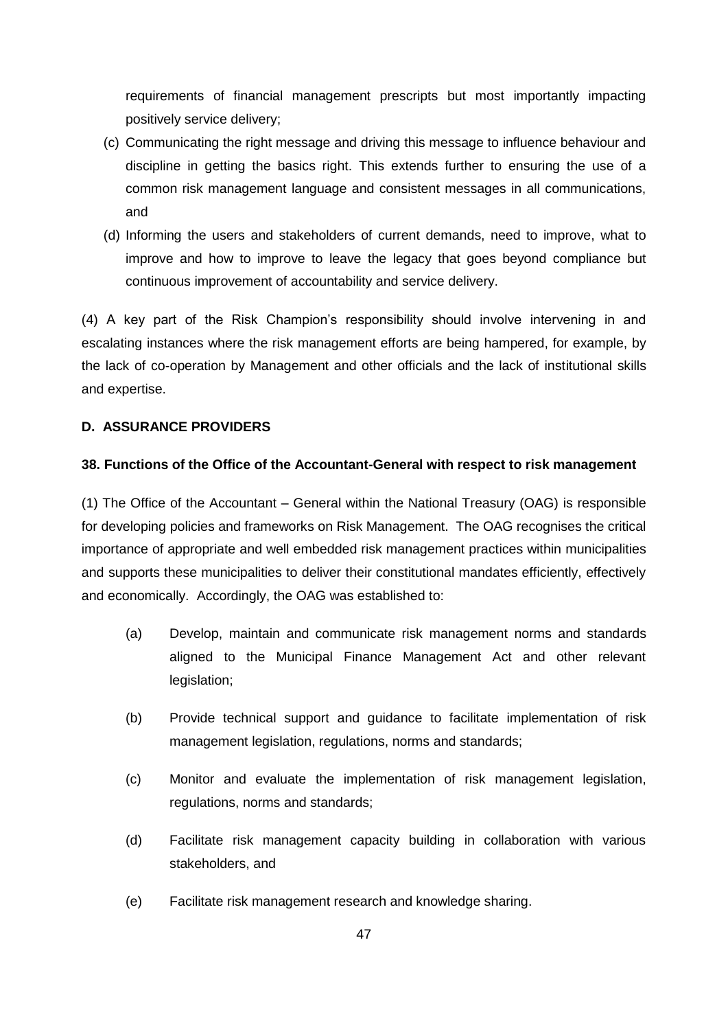requirements of financial management prescripts but most importantly impacting positively service delivery;

(c) Communicating the right message and driving this message to influence behaviour and discipline in getting the basics right. This extends further to ensuring the use of a common risk management language and consistent messages in all communications, and

(d) Informing the users and stakeholders of current demands, need to improve, what to improve and how to improve to leave the legacy that goes beyond compliance but continuous improvement of accountability and service delivery.

(4) A key part of the Risk Champion's responsibility should involve intervening in and escalating instances where the risk management efforts are being hampered, for example, by the lack of co-operation by Management and other officials and the lack of institutional skills and expertise.

**D. ASSURANCE PROVIDERS**

**38. Functions of the Office of the Accountant-General with respect to risk management**

(1) The Office of the Accountant – General within the National Treasury (OAG) is responsible for developing policies and frameworks on Risk Management. The OAG recognises the critical importance of appropriate and well embedded risk management practices within municipalities and supports these municipalities to deliver their constitutional mandates efficiently, effectively and economically. Accordingly, the OAG was established to:

(a) Develop, maintain and communicate risk management norms and standards aligned to the Municipal Finance Management Act and other relevant legislation;

(b) Provide technical support and guidance to facilitate implementation of risk management legislation, regulations, norms and standards;

(c) Monitor and evaluate the implementation of risk management legislation, regulations, norms and standards;

(d) Facilitate risk management capacity building in collaboration with various stakeholders, and

(e) Facilitate risk management research and knowledge sharing.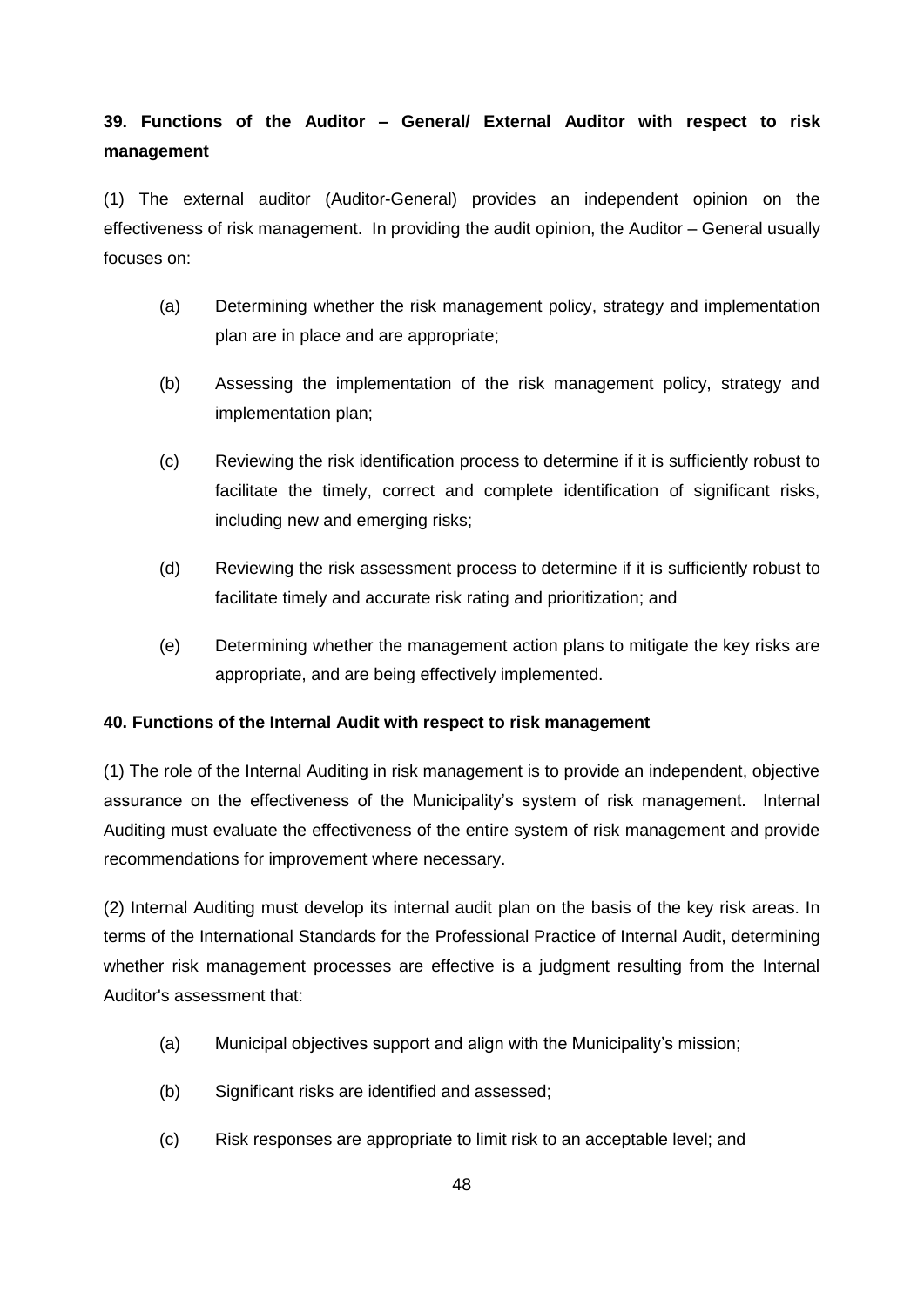**39. Functions of the Auditor – General/ External Auditor with respect to risk management**

(1) The external auditor (Auditor-General) provides an independent opinion on the effectiveness of risk management. In providing the audit opinion, the Auditor – General usually focuses on:

(a) Determining whether the risk management policy, strategy and implementation plan are in place and are appropriate;

(b) Assessing the implementation of the risk management policy, strategy and implementation plan;

(c) Reviewing the risk identification process to determine if it is sufficiently robust to facilitate the timely, correct and complete identification of significant risks, including new and emerging risks;

(d) Reviewing the risk assessment process to determine if it is sufficiently robust to facilitate timely and accurate risk rating and prioritization; and

(e) Determining whether the management action plans to mitigate the key risks are appropriate, and are being effectively implemented.

**40. Functions of the Internal Audit with respect to risk management**

(1) The role of the Internal Auditing in risk management is to provide an independent, objective assurance on the effectiveness of the Municipality's system of risk management. Internal Auditing must evaluate the effectiveness of the entire system of risk management and provide recommendations for improvement where necessary.

(2) Internal Auditing must develop its internal audit plan on the basis of the key risk areas. In terms of the International Standards for the Professional Practice of Internal Audit, determining whether risk management processes are effective is a judgment resulting from the Internal Auditor's assessment that:

(a) Municipal objectives support and align with the Municipality's mission;

(b) Significant risks are identified and assessed;

(c) Risk responses are appropriate to limit risk to an acceptable level; and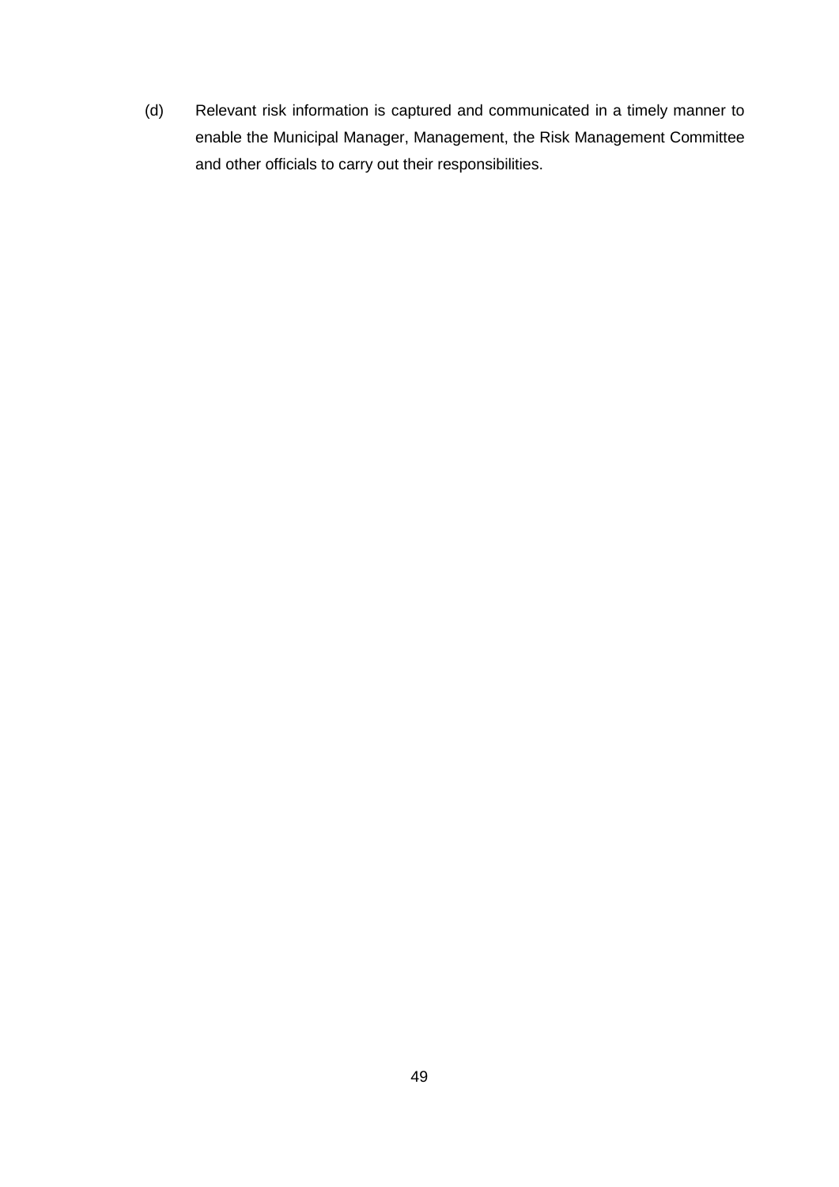(d) Relevant risk information is captured and communicated in a timely manner to enable the Municipal Manager, Management, the Risk Management Committee and other officials to carry out their responsibilities.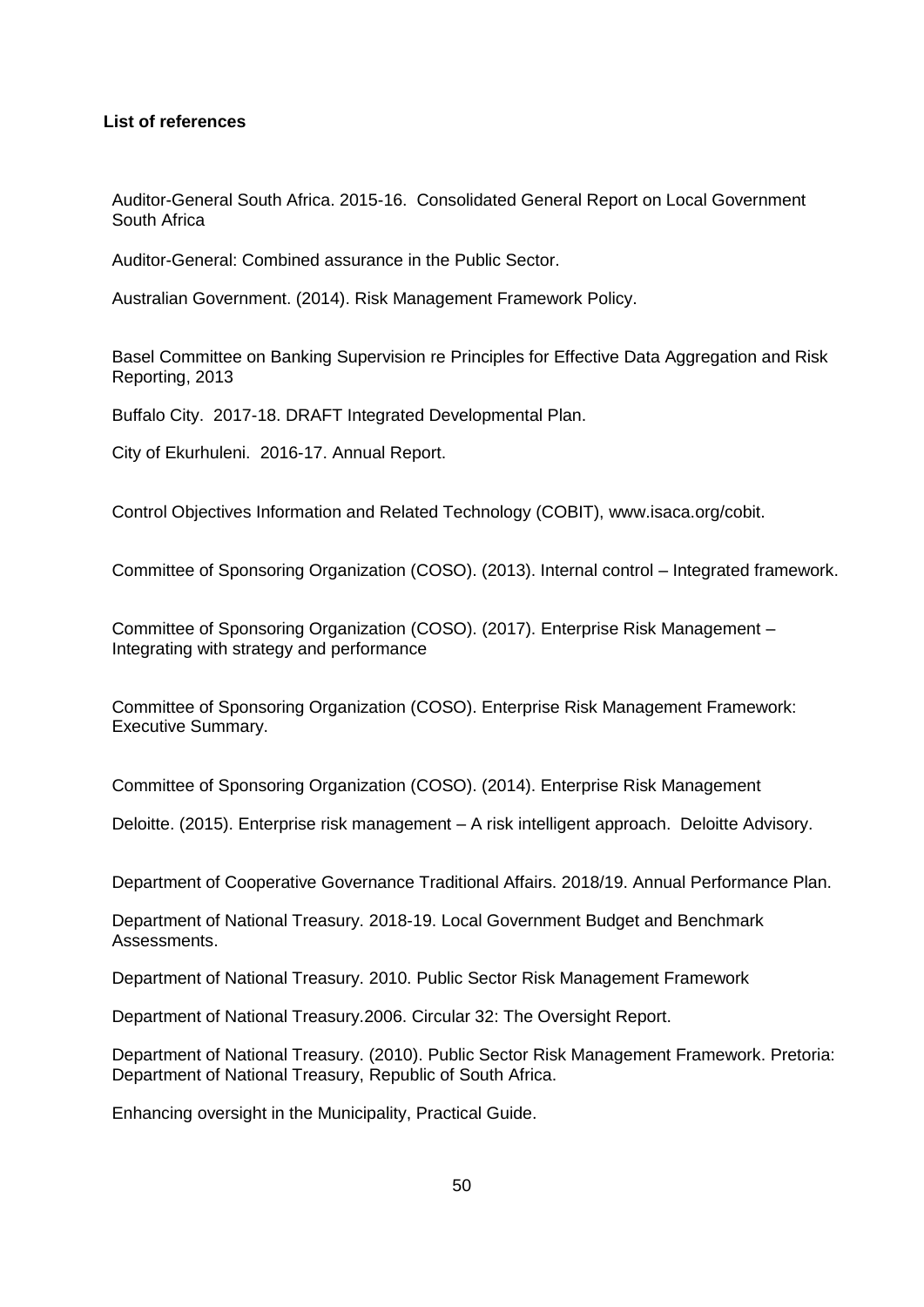**List of references**

Auditor-General South Africa. 2015-16. Consolidated General Report on Local Government South Africa

Auditor-General: Combined assurance in the Public Sector.

Australian Government. (2014). Risk Management Framework Policy.

Basel Committee on Banking Supervision re Principles for Effective Data Aggregation and Risk Reporting, 2013

Buffalo City. 2017-18. DRAFT Integrated Developmental Plan.

City of Ekurhuleni. 2016-17. Annual Report.

Control Objectives Information and Related Technology (COBIT), www.isaca.org/cobit.

Committee of Sponsoring Organization (COSO). (2013). Internal control – Integrated framework.

Committee of Sponsoring Organization (COSO). (2017). Enterprise Risk Management – Integrating with strategy and performance

Committee of Sponsoring Organization (COSO). Enterprise Risk Management Framework: Executive Summary.

Committee of Sponsoring Organization (COSO). (2014). Enterprise Risk Management

Deloitte. (2015). Enterprise risk management – A risk intelligent approach. Deloitte Advisory.

Department of Cooperative Governance Traditional Affairs. 2018/19. Annual Performance Plan.

Department of National Treasury. 2018-19. Local Government Budget and Benchmark Assessments.

Department of National Treasury. 2010. Public Sector Risk Management Framework

Department of National Treasury.2006. Circular 32: The Oversight Report.

Department of National Treasury. (2010). Public Sector Risk Management Framework. Pretoria: Department of National Treasury, Republic of South Africa.

Enhancing oversight in the Municipality, Practical Guide.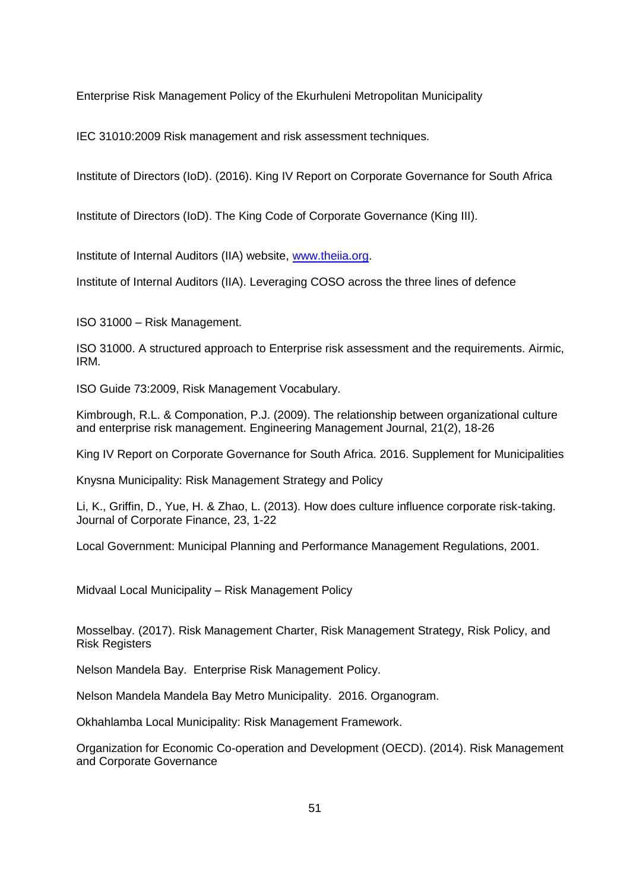Enterprise Risk Management Policy of the Ekurhuleni Metropolitan Municipality

IEC 31010:2009 Risk management and risk assessment techniques.

Institute of Directors (IoD). (2016). King IV Report on Corporate Governance for South Africa

Institute of Directors (IoD). The King Code of Corporate Governance (King III).

Institute of Internal Auditors (IIA) website, [www.theiia.org](www.theiia.org).

Institute of Internal Auditors (IIA). Leveraging COSO across the three lines of defence

ISO 31000 – Risk Management.

ISO 31000. A structured approach to Enterprise risk assessment and the requirements. Airmic, IRM.

ISO Guide 73:2009, Risk Management Vocabulary.

Kimbrough, R.L. & Componation, P.J. (2009). The relationship between organizational culture and enterprise risk management. Engineering Management Journal, 21(2), 18-26

King IV Report on Corporate Governance for South Africa. 2016. Supplement for Municipalities

Knysna Municipality: Risk Management Strategy and Policy

Li, K., Griffin, D., Yue, H. & Zhao, L. (2013). How does culture influence corporate risk-taking. Journal of Corporate Finance, 23, 1-22

Local Government: Municipal Planning and Performance Management Regulations, 2001.

Midvaal Local Municipality – Risk Management Policy

Mosselbay. (2017). Risk Management Charter, Risk Management Strategy, Risk Policy, and Risk Registers

Nelson Mandela Bay. Enterprise Risk Management Policy.

Nelson Mandela Mandela Bay Metro Municipality. 2016. Organogram.

Okhahlamba Local Municipality: Risk Management Framework.

Organization for Economic Co-operation and Development (OECD). (2014). Risk Management and Corporate Governance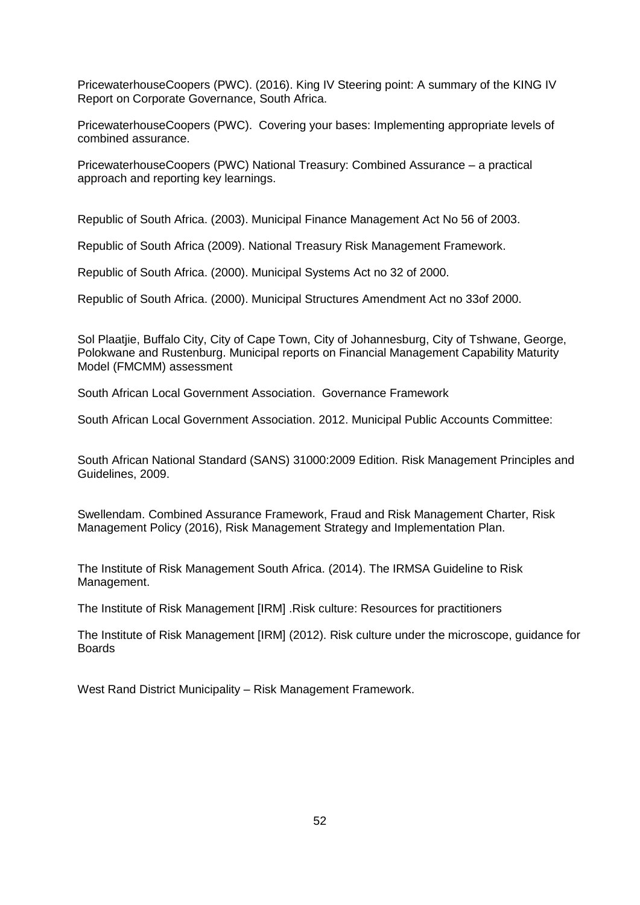PricewaterhouseCoopers (PWC). (2016). King IV Steering point: A summary of the KING IV Report on Corporate Governance, South Africa.

PricewaterhouseCoopers (PWC). Covering your bases: Implementing appropriate levels of combined assurance.

PricewaterhouseCoopers (PWC) National Treasury: Combined Assurance – a practical approach and reporting key learnings.

Republic of South Africa. (2003). Municipal Finance Management Act No 56 of 2003.

Republic of South Africa (2009). National Treasury Risk Management Framework.

Republic of South Africa. (2000). Municipal Systems Act no 32 of 2000.

Republic of South Africa. (2000). Municipal Structures Amendment Act no 33of 2000.

Sol Plaatjie, Buffalo City, City of Cape Town, City of Johannesburg, City of Tshwane, George, Polokwane and Rustenburg. Municipal reports on Financial Management Capability Maturity Model (FMCMM) assessment

South African Local Government Association. Governance Framework

South African Local Government Association. 2012. Municipal Public Accounts Committee:

South African National Standard (SANS) 31000:2009 Edition. Risk Management Principles and Guidelines, 2009.

Swellendam. Combined Assurance Framework, Fraud and Risk Management Charter, Risk Management Policy (2016), Risk Management Strategy and Implementation Plan.

The Institute of Risk Management South Africa. (2014). The IRMSA Guideline to Risk Management.

The Institute of Risk Management [IRM] .Risk culture: Resources for practitioners

The Institute of Risk Management [IRM] (2012). Risk culture under the microscope, guidance for Boards

West Rand District Municipality – Risk Management Framework.